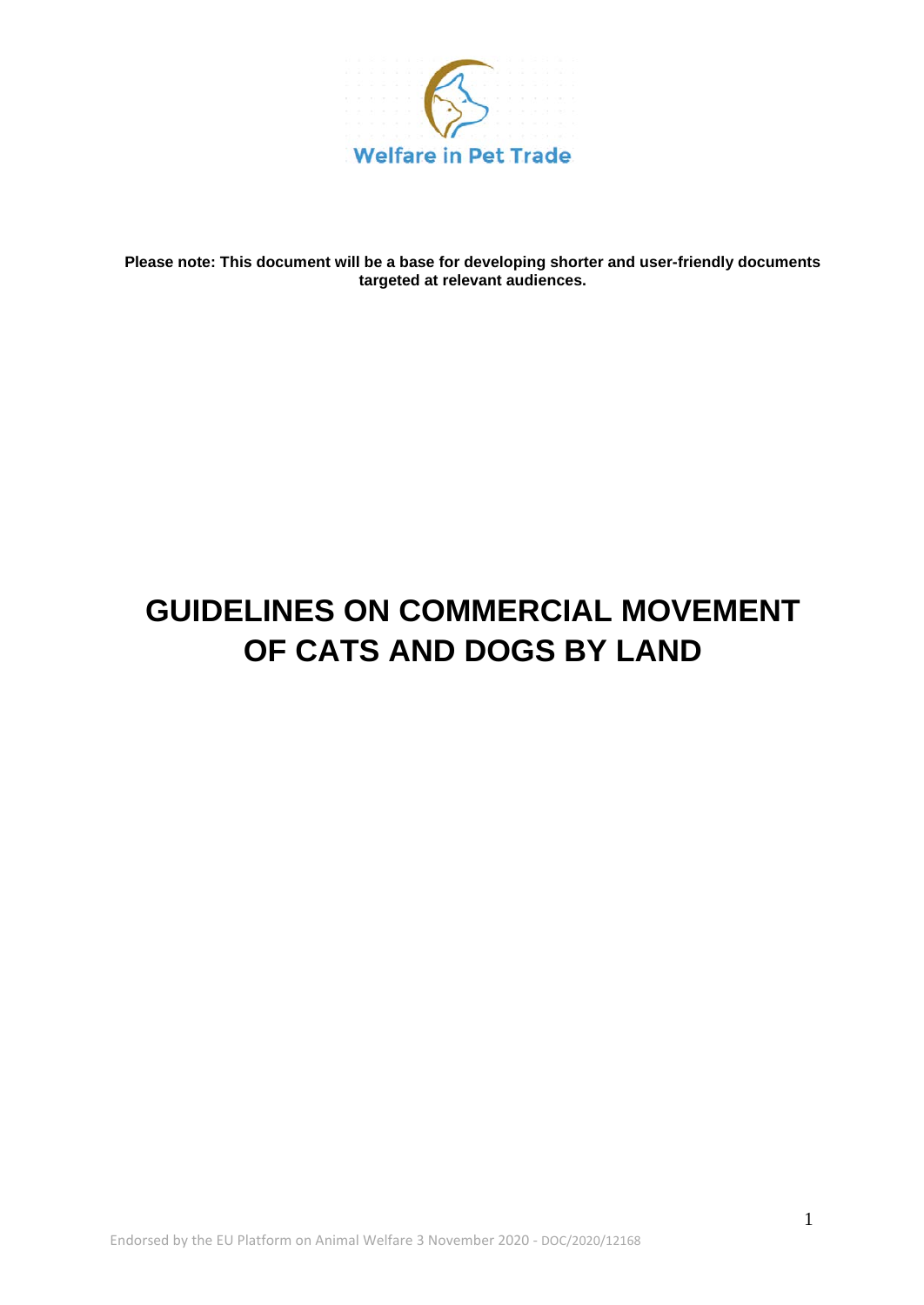Welfare in Pet Trade

**Please note: This document will be a base for developing shorter and user-friendly documents targeted at relevant audiences.**

# GUIDELINES ON COMMERCIAL MOVEMENT OF CATS AND DOGS BY LAND

Endorsed by the EU Platform on Animal Welfare 3 November 2020 - DOC/2020/12168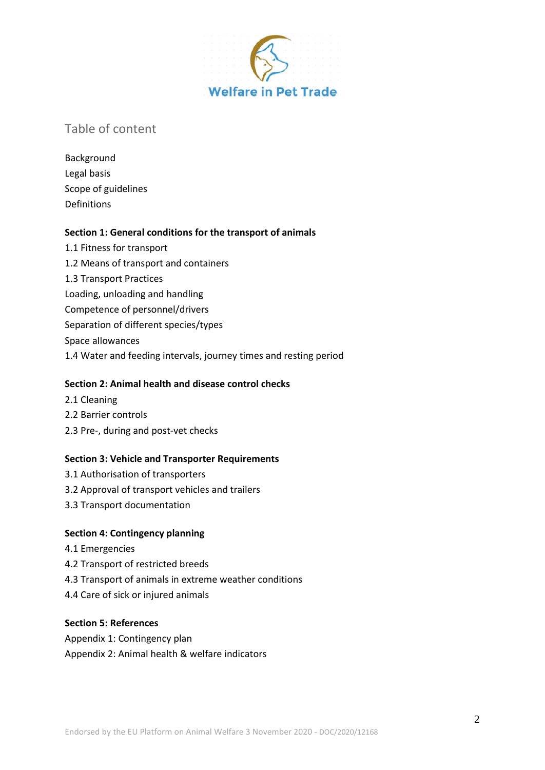Welfare in Pet Trade

## Table of content

Background
Legal basis
Scope of guidelines
Definitions

**Section 1: General conditions for the transport of animals**

1.1 Fitness for transport
1.2 Means of transport and containers
1.3 Transport Practices
Loading, unloading and handling
Competence of personnel/drivers
Separation of different species/types
Space allowances
1.4 Water and feeding intervals, journey times and resting period

**Section 2: Animal health and disease control checks**

2.1 Cleaning
2.2 Barrier controls
2.3 Pre-, during and post-vet checks

**Section 3: Vehicle and Transporter Requirements**

3.1 Authorisation of transporters
3.2 Approval of transport vehicles and trailers
3.3 Transport documentation

**Section 4: Contingency planning**

4.1 Emergencies
4.2 Transport of restricted breeds
4.3 Transport of animals in extreme weather conditions
4.4 Care of sick or injured animals

**Section 5: References**

Appendix 1: Contingency plan
Appendix 2: Animal health & welfare indicators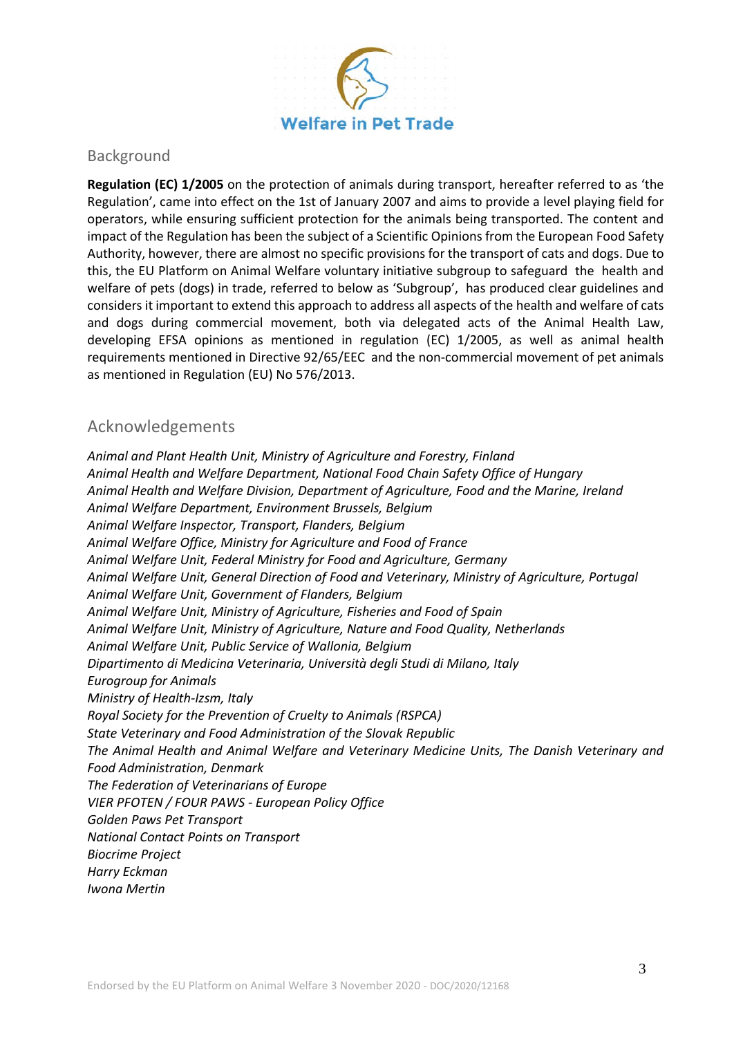## Background

**Regulation (EC) 1/2005** on the protection of animals during transport, hereafter referred to as 'the Regulation', came into effect on the 1st of January 2007 and aims to provide a level playing field for operators, while ensuring sufficient protection for the animals being transported. The content and impact of the Regulation has been the subject of a Scientific Opinions from the European Food Safety Authority, however, there are almost no specific provisions for the transport of cats and dogs. Due to this, the EU Platform on Animal Welfare voluntary initiative subgroup to safeguard the health and welfare of pets (dogs) in trade, referred to below as 'Subgroup', has produced clear guidelines and considers it important to extend this approach to address all aspects of the health and welfare of cats and dogs during commercial movement, both via delegated acts of the Animal Health Law, developing EFSA opinions as mentioned in regulation (EC) 1/2005, as well as animal health requirements mentioned in Directive 92/65/EEC and the non-commercial movement of pet animals as mentioned in Regulation (EU) No 576/2013.

## Acknowledgements

*Animal and Plant Health Unit, Ministry of Agriculture and Forestry, Finland*
*Animal Health and Welfare Department, National Food Chain Safety Office of Hungary*
*Animal Health and Welfare Division, Department of Agriculture, Food and the Marine, Ireland*
*Animal Welfare Department, Environment Brussels, Belgium*
*Animal Welfare Inspector, Transport, Flanders, Belgium*
*Animal Welfare Office, Ministry for Agriculture and Food of France*
*Animal Welfare Unit, Federal Ministry for Food and Agriculture, Germany*
*Animal Welfare Unit, General Direction of Food and Veterinary, Ministry of Agriculture, Portugal*
*Animal Welfare Unit, Government of Flanders, Belgium*
*Animal Welfare Unit, Ministry of Agriculture, Fisheries and Food of Spain*
*Animal Welfare Unit, Ministry of Agriculture, Nature and Food Quality, Netherlands*
*Animal Welfare Unit, Public Service of Wallonia, Belgium*
*Dipartimento di Medicina Veterinaria, Università degli Studi di Milano, Italy*
*Eurogroup for Animals*
*Ministry of Health-Izsm, Italy*
*Royal Society for the Prevention of Cruelty to Animals (RSPCA)*
*State Veterinary and Food Administration of the Slovak Republic*
*The Animal Health and Animal Welfare and Veterinary Medicine Units, The Danish Veterinary and Food Administration, Denmark*
*The Federation of Veterinarians of Europe*
*VIER PFOTEN / FOUR PAWS - European Policy Office*
*Golden Paws Pet Transport*
*National Contact Points on Transport*
*Biocrime Project*
*Harry Eckman*
*Iwona Mertin*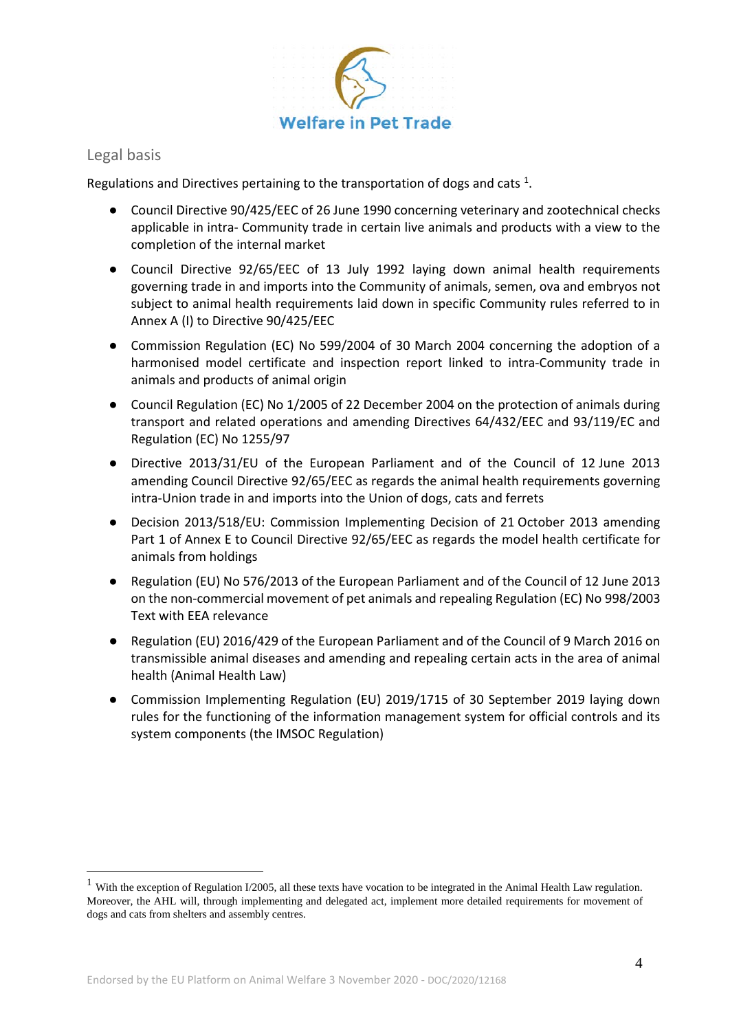## Legal basis

Regulations and Directives pertaining to the transportation of dogs and cats [1].

- Council Directive 90/425/EEC of 26 June 1990 concerning veterinary and zootechnical checks applicable in intra- Community trade in certain live animals and products with a view to the completion of the internal market
- Council Directive 92/65/EEC of 13 July 1992 laying down animal health requirements governing trade in and imports into the Community of animals, semen, ova and embryos not subject to animal health requirements laid down in specific Community rules referred to in Annex A (I) to Directive 90/425/EEC
- Commission Regulation (EC) No 599/2004 of 30 March 2004 concerning the adoption of a harmonised model certificate and inspection report linked to intra-Community trade in animals and products of animal origin
- Council Regulation (EC) No 1/2005 of 22 December 2004 on the protection of animals during transport and related operations and amending Directives 64/432/EEC and 93/119/EC and Regulation (EC) No 1255/97
- Directive 2013/31/EU of the European Parliament and of the Council of 12 June 2013 amending Council Directive 92/65/EEC as regards the animal health requirements governing intra-Union trade in and imports into the Union of dogs, cats and ferrets
- Decision 2013/518/EU: Commission Implementing Decision of 21 October 2013 amending Part 1 of Annex E to Council Directive 92/65/EEC as regards the model health certificate for animals from holdings
- Regulation (EU) No 576/2013 of the European Parliament and of the Council of 12 June 2013 on the non-commercial movement of pet animals and repealing Regulation (EC) No 998/2003 Text with EEA relevance
- Regulation (EU) 2016/429 of the European Parliament and of the Council of 9 March 2016 on transmissible animal diseases and amending and repealing certain acts in the area of animal health (Animal Health Law)
- Commission Implementing Regulation (EU) 2019/1715 of 30 September 2019 laying down rules for the functioning of the information management system for official controls and its system components (the IMSOC Regulation)

[1] With the exception of Regulation I/2005, all these texts have vocation to be integrated in the Animal Health Law regulation. Moreover, the AHL will, through implementing and delegated act, implement more detailed requirements for movement of dogs and cats from shelters and assembly centres.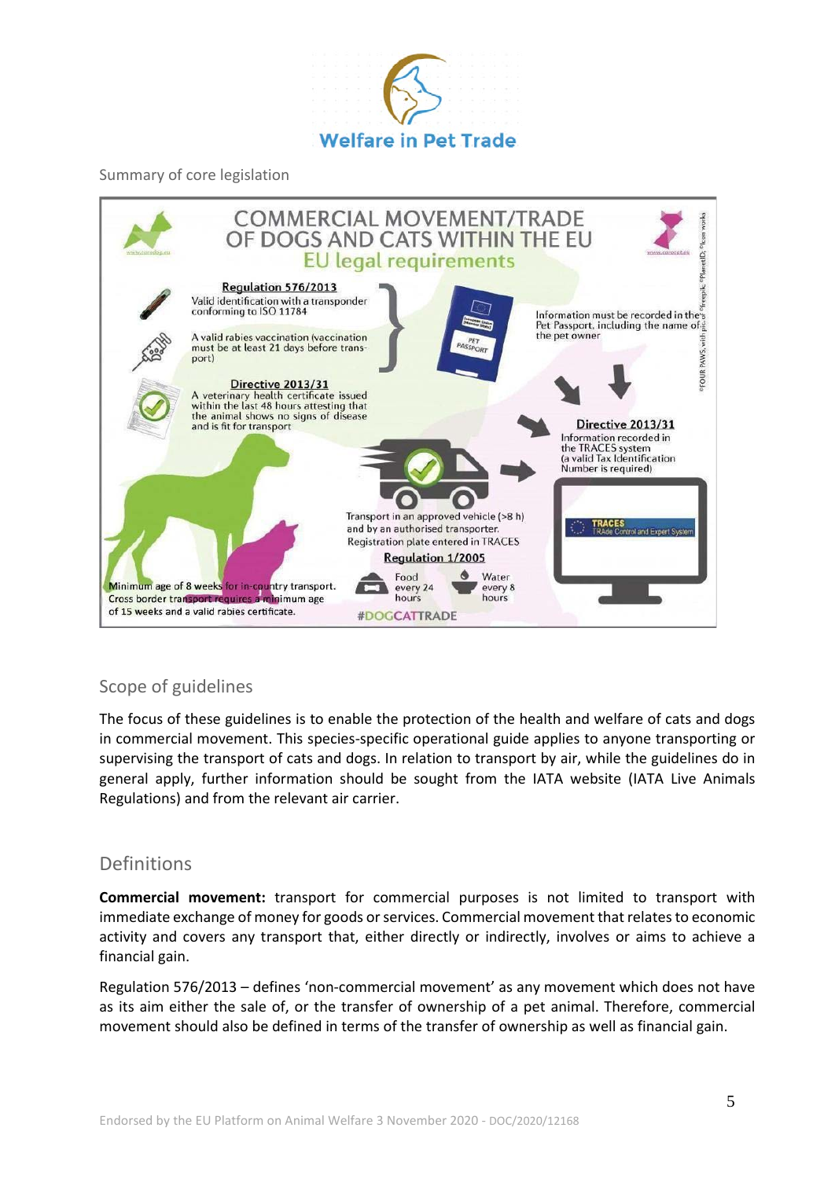Summary of core legislation

COMMERCIAL MOVEMENT/TRADE OF DOGS AND CATS WITHIN THE EU

EU legal requirements

**Regulation 576/2013**

Valid identification with a transponder conforming to ISO 11784

A valid rabies vaccination (vaccination must be at least 21 days before transport)

Information must be recorded in the Pet Passport, including the name of the pet owner

**Directive 2013/31**

A veterinary health certificate issued within the last 48 hours attesting that the animal shows no signs of disease and is fit for transport

**Directive 2013/31**

Information recorded in the TRACES system (a valid Tax Identification Number is required)

TRACES TRAde Control and Expert System

Transport in an approved vehicle (>8 h) and by an authorised transporter. Registration plate entered in TRACES

**Regulation 1/2005**

Food every 24 hours

Water every 8 hours

Minimum age of 8 weeks for in-country transport. Cross border transport requires a minimum age of 15 weeks and a valid rabies certificate.

#DOGCATTRADE

## Scope of guidelines

The focus of these guidelines is to enable the protection of the health and welfare of cats and dogs in commercial movement. This species-specific operational guide applies to anyone transporting or supervising the transport of cats and dogs. In relation to transport by air, while the guidelines do in general apply, further information should be sought from the IATA website (IATA Live Animals Regulations) and from the relevant air carrier.

## Definitions

**Commercial movement:** transport for commercial purposes is not limited to transport with immediate exchange of money for goods or services. Commercial movement that relates to economic activity and covers any transport that, either directly or indirectly, involves or aims to achieve a financial gain.

Regulation 576/2013 – defines 'non-commercial movement' as any movement which does not have as its aim either the sale of, or the transfer of ownership of a pet animal. Therefore, commercial movement should also be defined in terms of the transfer of ownership as well as financial gain.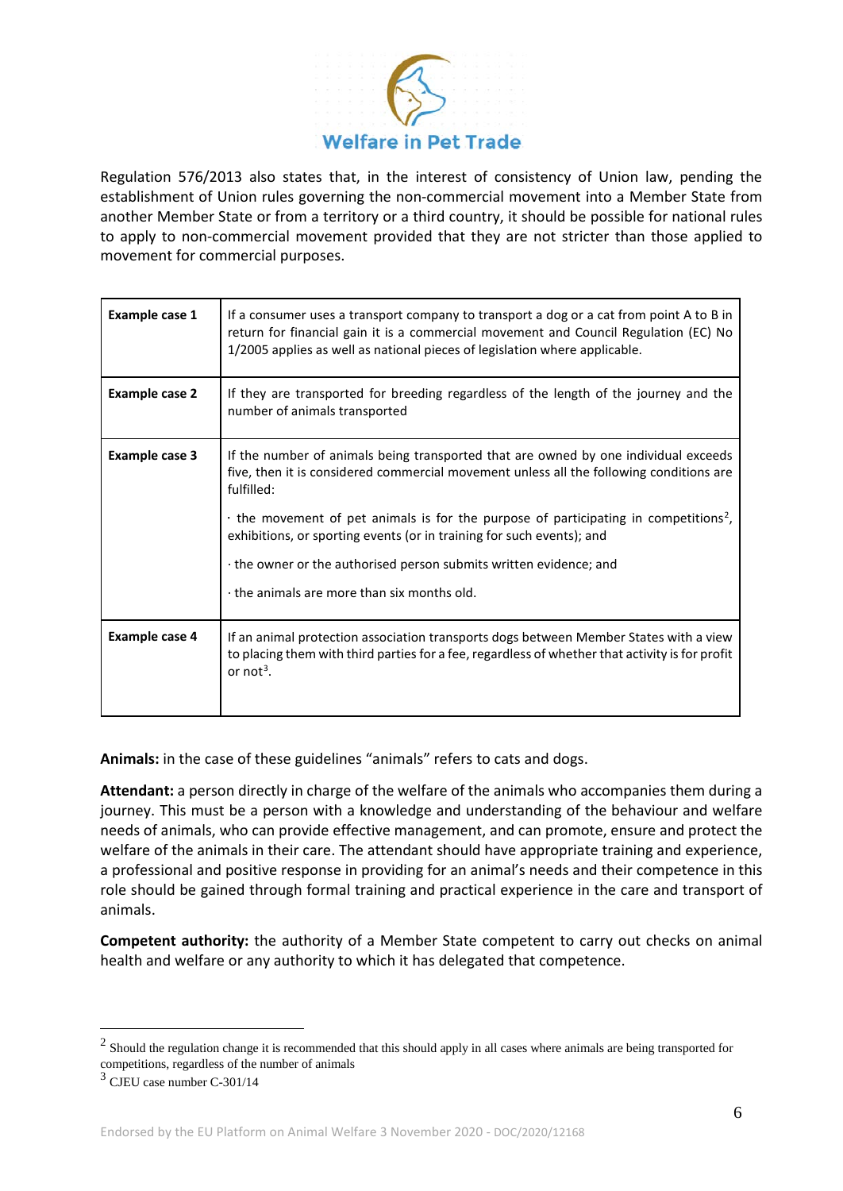Regulation 576/2013 also states that, in the interest of consistency of Union law, pending the establishment of Union rules governing the non-commercial movement into a Member State from another Member State or from a territory or a third country, it should be possible for national rules to apply to non-commercial movement provided that they are not stricter than those applied to movement for commercial purposes.

| | |
|---|---|
| **Example case 1** | If a consumer uses a transport company to transport a dog or a cat from point A to B in return for financial gain it is a commercial movement and Council Regulation (EC) No 1/2005 applies as well as national pieces of legislation where applicable. |
| **Example case 2** | If they are transported for breeding regardless of the length of the journey and the number of animals transported |
| **Example case 3** | If the number of animals being transported that are owned by one individual exceeds five, then it is considered commercial movement unless all the following conditions are fulfilled:<br><br>· the movement of pet animals is for the purpose of participating in competitions[2], exhibitions, or sporting events (or in training for such events); and<br><br>· the owner or the authorised person submits written evidence; and<br><br>· the animals are more than six months old. |
| **Example case 4** | If an animal protection association transports dogs between Member States with a view to placing them with third parties for a fee, regardless of whether that activity is for profit or not[3]. |

**Animals:** in the case of these guidelines "animals" refers to cats and dogs.

**Attendant:** a person directly in charge of the welfare of the animals who accompanies them during a journey. This must be a person with a knowledge and understanding of the behaviour and welfare needs of animals, who can provide effective management, and can promote, ensure and protect the welfare of the animals in their care. The attendant should have appropriate training and experience, a professional and positive response in providing for an animal's needs and their competence in this role should be gained through formal training and practical experience in the care and transport of animals.

**Competent authority:** the authority of a Member State competent to carry out checks on animal health and welfare or any authority to which it has delegated that competence.

---

[2] Should the regulation change it is recommended that this should apply in all cases where animals are being transported for competitions, regardless of the number of animals

[3] CJEU case number C-301/14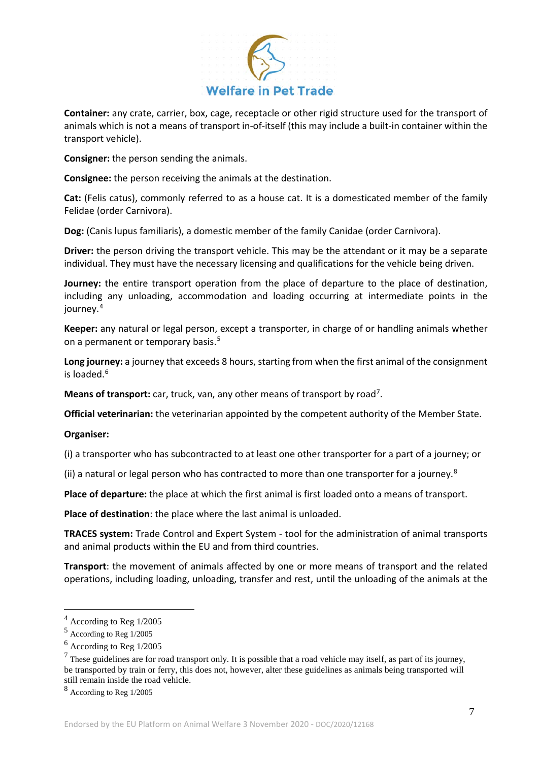**Container:** any crate, carrier, box, cage, receptacle or other rigid structure used for the transport of animals which is not a means of transport in-of-itself (this may include a built-in container within the transport vehicle).

**Consigner:** the person sending the animals.

**Consignee:** the person receiving the animals at the destination.

**Cat:** (Felis catus), commonly referred to as a house cat. It is a domesticated member of the family Felidae (order Carnivora).

**Dog:** (Canis lupus familiaris), a domestic member of the family Canidae (order Carnivora).

**Driver:** the person driving the transport vehicle. This may be the attendant or it may be a separate individual. They must have the necessary licensing and qualifications for the vehicle being driven.

**Journey:** the entire transport operation from the place of departure to the place of destination, including any unloading, accommodation and loading occurring at intermediate points in the journey.[4]

**Keeper:** any natural or legal person, except a transporter, in charge of or handling animals whether on a permanent or temporary basis.[5]

**Long journey:** a journey that exceeds 8 hours, starting from when the first animal of the consignment is loaded.[6]

**Means of transport:** car, truck, van, any other means of transport by road[7].

**Official veterinarian:** the veterinarian appointed by the competent authority of the Member State.

**Organiser:**

(i) a transporter who has subcontracted to at least one other transporter for a part of a journey; or

(ii) a natural or legal person who has contracted to more than one transporter for a journey.[8]

**Place of departure:** the place at which the first animal is first loaded onto a means of transport.

**Place of destination**: the place where the last animal is unloaded.

**TRACES system:** Trade Control and Expert System - tool for the administration of animal transports and animal products within the EU and from third countries.

**Transport**: the movement of animals affected by one or more means of transport and the related operations, including loading, unloading, transfer and rest, until the unloading of the animals at the

---

[4] According to Reg 1/2005

[5] According to Reg 1/2005

[6] According to Reg 1/2005

[7] These guidelines are for road transport only. It is possible that a road vehicle may itself, as part of its journey, be transported by train or ferry, this does not, however, alter these guidelines as animals being transported will still remain inside the road vehicle.

[8] According to Reg 1/2005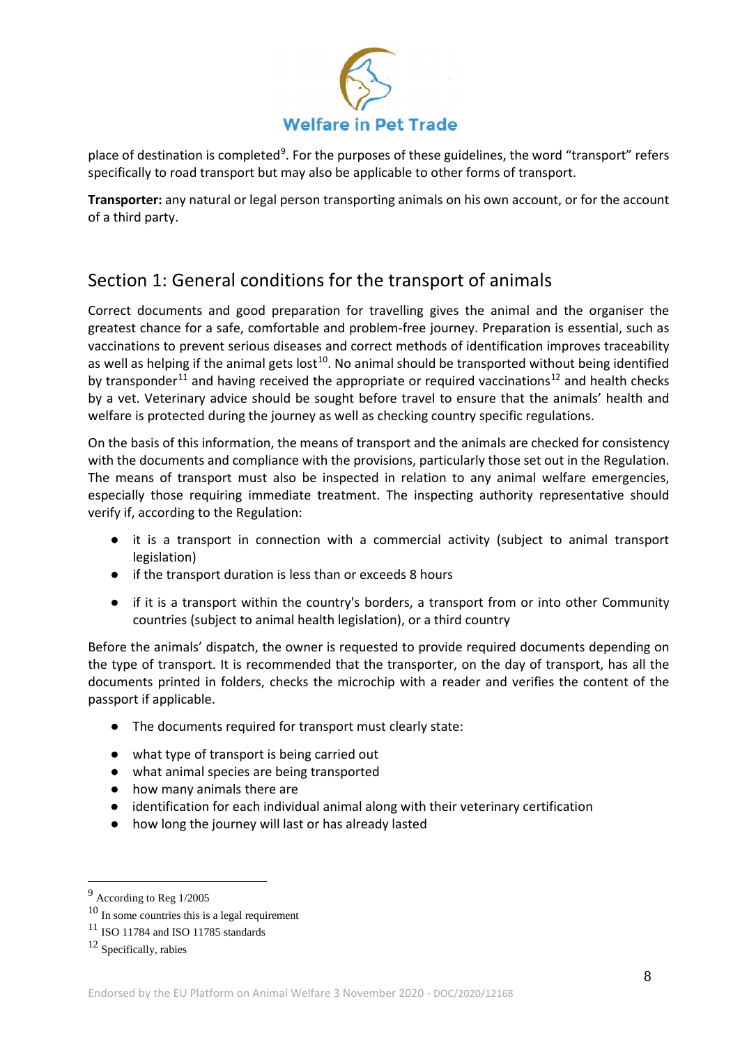place of destination is completed[9]. For the purposes of these guidelines, the word "transport" refers specifically to road transport but may also be applicable to other forms of transport.

**Transporter:** any natural or legal person transporting animals on his own account, or for the account of a third party.

## Section 1: General conditions for the transport of animals

Correct documents and good preparation for travelling gives the animal and the organiser the greatest chance for a safe, comfortable and problem-free journey. Preparation is essential, such as vaccinations to prevent serious diseases and correct methods of identification improves traceability as well as helping if the animal gets lost[10]. No animal should be transported without being identified by transponder[11] and having received the appropriate or required vaccinations[12] and health checks by a vet. Veterinary advice should be sought before travel to ensure that the animals' health and welfare is protected during the journey as well as checking country specific regulations.

On the basis of this information, the means of transport and the animals are checked for consistency with the documents and compliance with the provisions, particularly those set out in the Regulation. The means of transport must also be inspected in relation to any animal welfare emergencies, especially those requiring immediate treatment. The inspecting authority representative should verify if, according to the Regulation:

- it is a transport in connection with a commercial activity (subject to animal transport legislation)
- if the transport duration is less than or exceeds 8 hours
- if it is a transport within the country's borders, a transport from or into other Community countries (subject to animal health legislation), or a third country

Before the animals' dispatch, the owner is requested to provide required documents depending on the type of transport. It is recommended that the transporter, on the day of transport, has all the documents printed in folders, checks the microchip with a reader and verifies the content of the passport if applicable.

- The documents required for transport must clearly state:
- what type of transport is being carried out
- what animal species are being transported
- how many animals there are
- identification for each individual animal along with their veterinary certification
- how long the journey will last or has already lasted

---

[9] According to Reg 1/2005

[10] In some countries this is a legal requirement

[11] ISO 11784 and ISO 11785 standards

[12] Specifically, rabies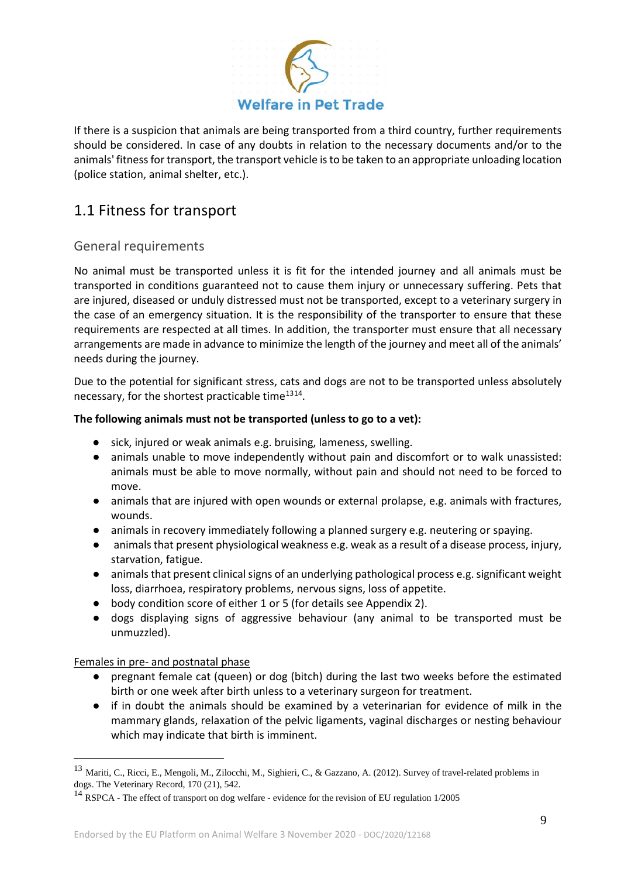If there is a suspicion that animals are being transported from a third country, further requirements should be considered. In case of any doubts in relation to the necessary documents and/or to the animals' fitness for transport, the transport vehicle is to be taken to an appropriate unloading location (police station, animal shelter, etc.).

## 1.1 Fitness for transport

### General requirements

No animal must be transported unless it is fit for the intended journey and all animals must be transported in conditions guaranteed not to cause them injury or unnecessary suffering. Pets that are injured, diseased or unduly distressed must not be transported, except to a veterinary surgery in the case of an emergency situation. It is the responsibility of the transporter to ensure that these requirements are respected at all times. In addition, the transporter must ensure that all necessary arrangements are made in advance to minimize the length of the journey and meet all of the animals' needs during the journey.

Due to the potential for significant stress, cats and dogs are not to be transported unless absolutely necessary, for the shortest practicable time[13][14].

**The following animals must not be transported (unless to go to a vet):**

- sick, injured or weak animals e.g. bruising, lameness, swelling.
- animals unable to move independently without pain and discomfort or to walk unassisted: animals must be able to move normally, without pain and should not need to be forced to move.
- animals that are injured with open wounds or external prolapse, e.g. animals with fractures, wounds.
- animals in recovery immediately following a planned surgery e.g. neutering or spaying.
- animals that present physiological weakness e.g. weak as a result of a disease process, injury, starvation, fatigue.
- animals that present clinical signs of an underlying pathological process e.g. significant weight loss, diarrhoea, respiratory problems, nervous signs, loss of appetite.
- body condition score of either 1 or 5 (for details see Appendix 2).
- dogs displaying signs of aggressive behaviour (any animal to be transported must be unmuzzled).

<u>Females in pre- and postnatal phase</u>

- pregnant female cat (queen) or dog (bitch) during the last two weeks before the estimated birth or one week after birth unless to a veterinary surgeon for treatment.
- if in doubt the animals should be examined by a veterinarian for evidence of milk in the mammary glands, relaxation of the pelvic ligaments, vaginal discharges or nesting behaviour which may indicate that birth is imminent.

---

[13] Mariti, C., Ricci, E., Mengoli, M., Zilocchi, M., Sighieri, C., & Gazzano, A. (2012). Survey of travel-related problems in dogs. The Veterinary Record, 170 (21), 542.

[14] RSPCA - The effect of transport on dog welfare - evidence for the revision of EU regulation 1/2005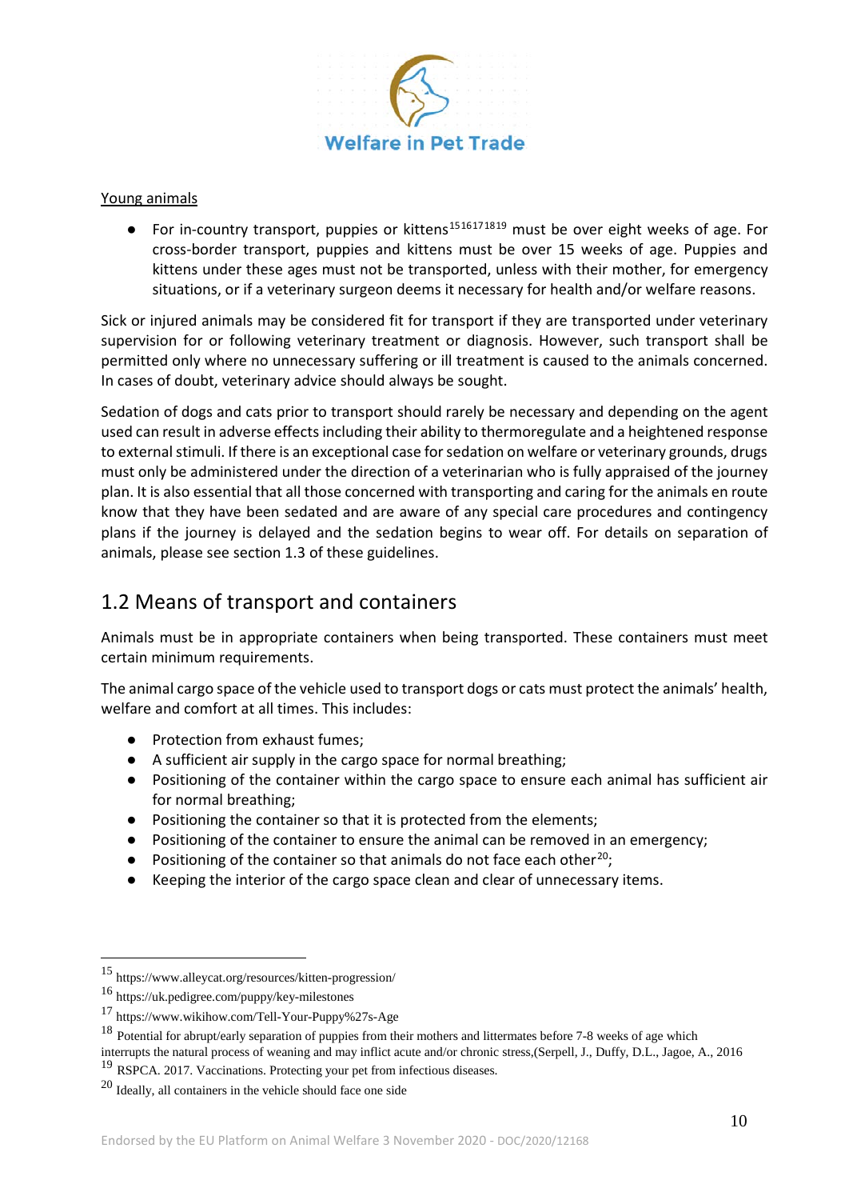Young animals

- For in-country transport, puppies or kittens[15][16][17][18][19] must be over eight weeks of age. For cross-border transport, puppies and kittens must be over 15 weeks of age. Puppies and kittens under these ages must not be transported, unless with their mother, for emergency situations, or if a veterinary surgeon deems it necessary for health and/or welfare reasons.

Sick or injured animals may be considered fit for transport if they are transported under veterinary supervision for or following veterinary treatment or diagnosis. However, such transport shall be permitted only where no unnecessary suffering or ill treatment is caused to the animals concerned. In cases of doubt, veterinary advice should always be sought.

Sedation of dogs and cats prior to transport should rarely be necessary and depending on the agent used can result in adverse effects including their ability to thermoregulate and a heightened response to external stimuli. If there is an exceptional case for sedation on welfare or veterinary grounds, drugs must only be administered under the direction of a veterinarian who is fully appraised of the journey plan. It is also essential that all those concerned with transporting and caring for the animals en route know that they have been sedated and are aware of any special care procedures and contingency plans if the journey is delayed and the sedation begins to wear off. For details on separation of animals, please see section 1.3 of these guidelines.

## 1.2 Means of transport and containers

Animals must be in appropriate containers when being transported. These containers must meet certain minimum requirements.

The animal cargo space of the vehicle used to transport dogs or cats must protect the animals' health, welfare and comfort at all times. This includes:

- Protection from exhaust fumes;
- A sufficient air supply in the cargo space for normal breathing;
- Positioning of the container within the cargo space to ensure each animal has sufficient air for normal breathing;
- Positioning the container so that it is protected from the elements;
- Positioning of the container to ensure the animal can be removed in an emergency;
- Positioning of the container so that animals do not face each other[20];
- Keeping the interior of the cargo space clean and clear of unnecessary items.

---

[15] https://www.alleycat.org/resources/kitten-progression/

[16] https://uk.pedigree.com/puppy/key-milestones

[17] https://www.wikihow.com/Tell-Your-Puppy%27s-Age

[18] Potential for abrupt/early separation of puppies from their mothers and littermates before 7-8 weeks of age which interrupts the natural process of weaning and may inflict acute and/or chronic stress,(Serpell, J., Duffy, D.L., Jagoe, A., 2016

[19] RSPCA. 2017. Vaccinations. Protecting your pet from infectious diseases.

[20] Ideally, all containers in the vehicle should face one side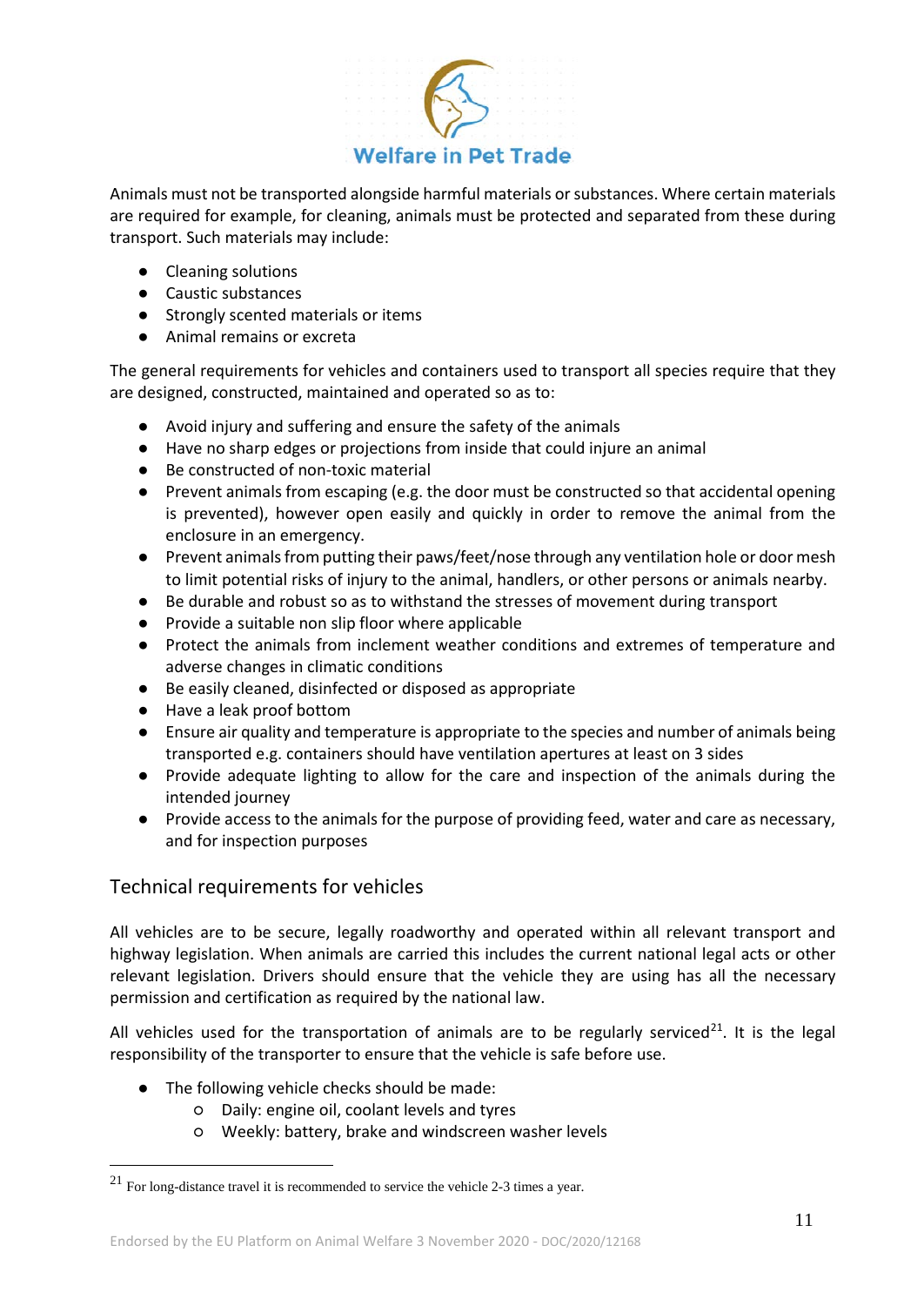Animals must not be transported alongside harmful materials or substances. Where certain materials are required for example, for cleaning, animals must be protected and separated from these during transport. Such materials may include:

- Cleaning solutions
- Caustic substances
- Strongly scented materials or items
- Animal remains or excreta

The general requirements for vehicles and containers used to transport all species require that they are designed, constructed, maintained and operated so as to:

- Avoid injury and suffering and ensure the safety of the animals
- Have no sharp edges or projections from inside that could injure an animal
- Be constructed of non-toxic material
- Prevent animals from escaping (e.g. the door must be constructed so that accidental opening is prevented), however open easily and quickly in order to remove the animal from the enclosure in an emergency.
- Prevent animals from putting their paws/feet/nose through any ventilation hole or door mesh to limit potential risks of injury to the animal, handlers, or other persons or animals nearby.
- Be durable and robust so as to withstand the stresses of movement during transport
- Provide a suitable non slip floor where applicable
- Protect the animals from inclement weather conditions and extremes of temperature and adverse changes in climatic conditions
- Be easily cleaned, disinfected or disposed as appropriate
- Have a leak proof bottom
- Ensure air quality and temperature is appropriate to the species and number of animals being transported e.g. containers should have ventilation apertures at least on 3 sides
- Provide adequate lighting to allow for the care and inspection of the animals during the intended journey
- Provide access to the animals for the purpose of providing feed, water and care as necessary, and for inspection purposes

## Technical requirements for vehicles

All vehicles are to be secure, legally roadworthy and operated within all relevant transport and highway legislation. When animals are carried this includes the current national legal acts or other relevant legislation. Drivers should ensure that the vehicle they are using has all the necessary permission and certification as required by the national law.

All vehicles used for the transportation of animals are to be regularly serviced[21]. It is the legal responsibility of the transporter to ensure that the vehicle is safe before use.

- The following vehicle checks should be made:
  - Daily: engine oil, coolant levels and tyres
  - Weekly: battery, brake and windscreen washer levels

[21] For long-distance travel it is recommended to service the vehicle 2-3 times a year.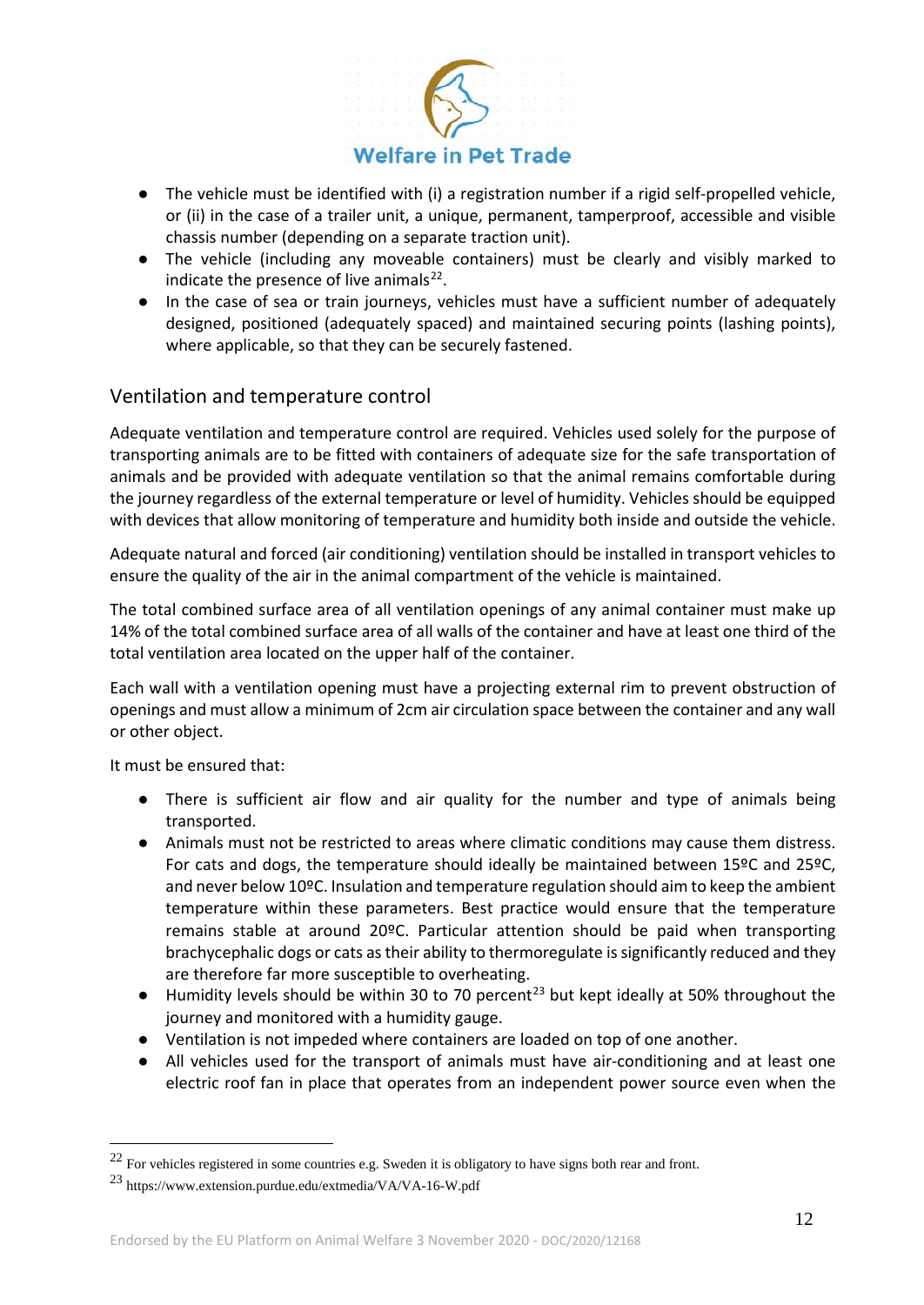- The vehicle must be identified with (i) a registration number if a rigid self-propelled vehicle, or (ii) in the case of a trailer unit, a unique, permanent, tamperproof, accessible and visible chassis number (depending on a separate traction unit).
- The vehicle (including any moveable containers) must be clearly and visibly marked to indicate the presence of live animals[22].
- In the case of sea or train journeys, vehicles must have a sufficient number of adequately designed, positioned (adequately spaced) and maintained securing points (lashing points), where applicable, so that they can be securely fastened.

## Ventilation and temperature control

Adequate ventilation and temperature control are required. Vehicles used solely for the purpose of transporting animals are to be fitted with containers of adequate size for the safe transportation of animals and be provided with adequate ventilation so that the animal remains comfortable during the journey regardless of the external temperature or level of humidity. Vehicles should be equipped with devices that allow monitoring of temperature and humidity both inside and outside the vehicle.

Adequate natural and forced (air conditioning) ventilation should be installed in transport vehicles to ensure the quality of the air in the animal compartment of the vehicle is maintained.

The total combined surface area of all ventilation openings of any animal container must make up 14% of the total combined surface area of all walls of the container and have at least one third of the total ventilation area located on the upper half of the container.

Each wall with a ventilation opening must have a projecting external rim to prevent obstruction of openings and must allow a minimum of 2cm air circulation space between the container and any wall or other object.

It must be ensured that:

- There is sufficient air flow and air quality for the number and type of animals being transported.
- Animals must not be restricted to areas where climatic conditions may cause them distress. For cats and dogs, the temperature should ideally be maintained between 15ºC and 25ºC, and never below 10ºC. Insulation and temperature regulation should aim to keep the ambient temperature within these parameters. Best practice would ensure that the temperature remains stable at around 20ºC. Particular attention should be paid when transporting brachycephalic dogs or cats as their ability to thermoregulate is significantly reduced and they are therefore far more susceptible to overheating.
- Humidity levels should be within 30 to 70 percent[23] but kept ideally at 50% throughout the journey and monitored with a humidity gauge.
- Ventilation is not impeded where containers are loaded on top of one another.
- All vehicles used for the transport of animals must have air-conditioning and at least one electric roof fan in place that operates from an independent power source even when the

---

[22] For vehicles registered in some countries e.g. Sweden it is obligatory to have signs both rear and front.

[23] https://www.extension.purdue.edu/extmedia/VA/VA-16-W.pdf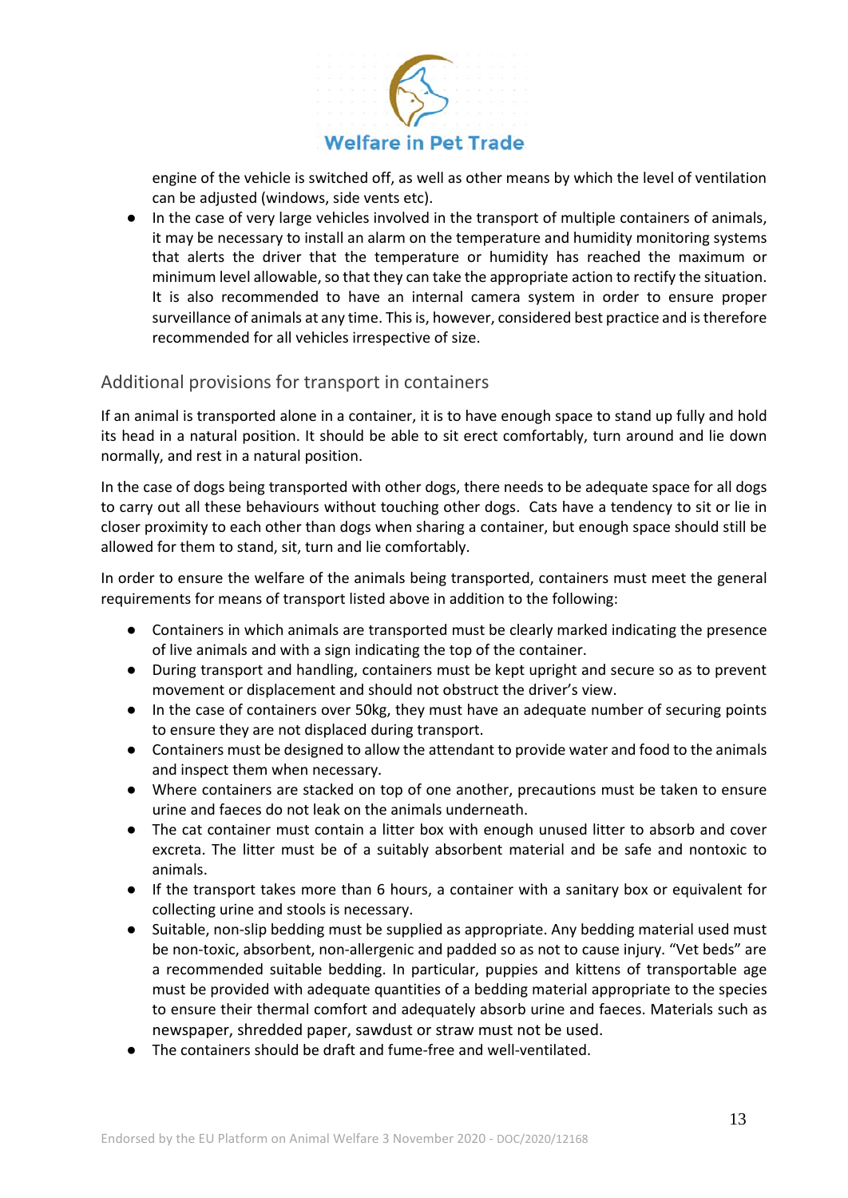engine of the vehicle is switched off, as well as other means by which the level of ventilation can be adjusted (windows, side vents etc).

- In the case of very large vehicles involved in the transport of multiple containers of animals, it may be necessary to install an alarm on the temperature and humidity monitoring systems that alerts the driver that the temperature or humidity has reached the maximum or minimum level allowable, so that they can take the appropriate action to rectify the situation. It is also recommended to have an internal camera system in order to ensure proper surveillance of animals at any time. This is, however, considered best practice and is therefore recommended for all vehicles irrespective of size.

## Additional provisions for transport in containers

If an animal is transported alone in a container, it is to have enough space to stand up fully and hold its head in a natural position. It should be able to sit erect comfortably, turn around and lie down normally, and rest in a natural position.

In the case of dogs being transported with other dogs, there needs to be adequate space for all dogs to carry out all these behaviours without touching other dogs. Cats have a tendency to sit or lie in closer proximity to each other than dogs when sharing a container, but enough space should still be allowed for them to stand, sit, turn and lie comfortably.

In order to ensure the welfare of the animals being transported, containers must meet the general requirements for means of transport listed above in addition to the following:

- Containers in which animals are transported must be clearly marked indicating the presence of live animals and with a sign indicating the top of the container.
- During transport and handling, containers must be kept upright and secure so as to prevent movement or displacement and should not obstruct the driver's view.
- In the case of containers over 50kg, they must have an adequate number of securing points to ensure they are not displaced during transport.
- Containers must be designed to allow the attendant to provide water and food to the animals and inspect them when necessary.
- Where containers are stacked on top of one another, precautions must be taken to ensure urine and faeces do not leak on the animals underneath.
- The cat container must contain a litter box with enough unused litter to absorb and cover excreta. The litter must be of a suitably absorbent material and be safe and nontoxic to animals.
- If the transport takes more than 6 hours, a container with a sanitary box or equivalent for collecting urine and stools is necessary.
- Suitable, non-slip bedding must be supplied as appropriate. Any bedding material used must be non-toxic, absorbent, non-allergenic and padded so as not to cause injury. "Vet beds" are a recommended suitable bedding. In particular, puppies and kittens of transportable age must be provided with adequate quantities of a bedding material appropriate to the species to ensure their thermal comfort and adequately absorb urine and faeces. Materials such as newspaper, shredded paper, sawdust or straw must not be used.
- The containers should be draft and fume-free and well-ventilated.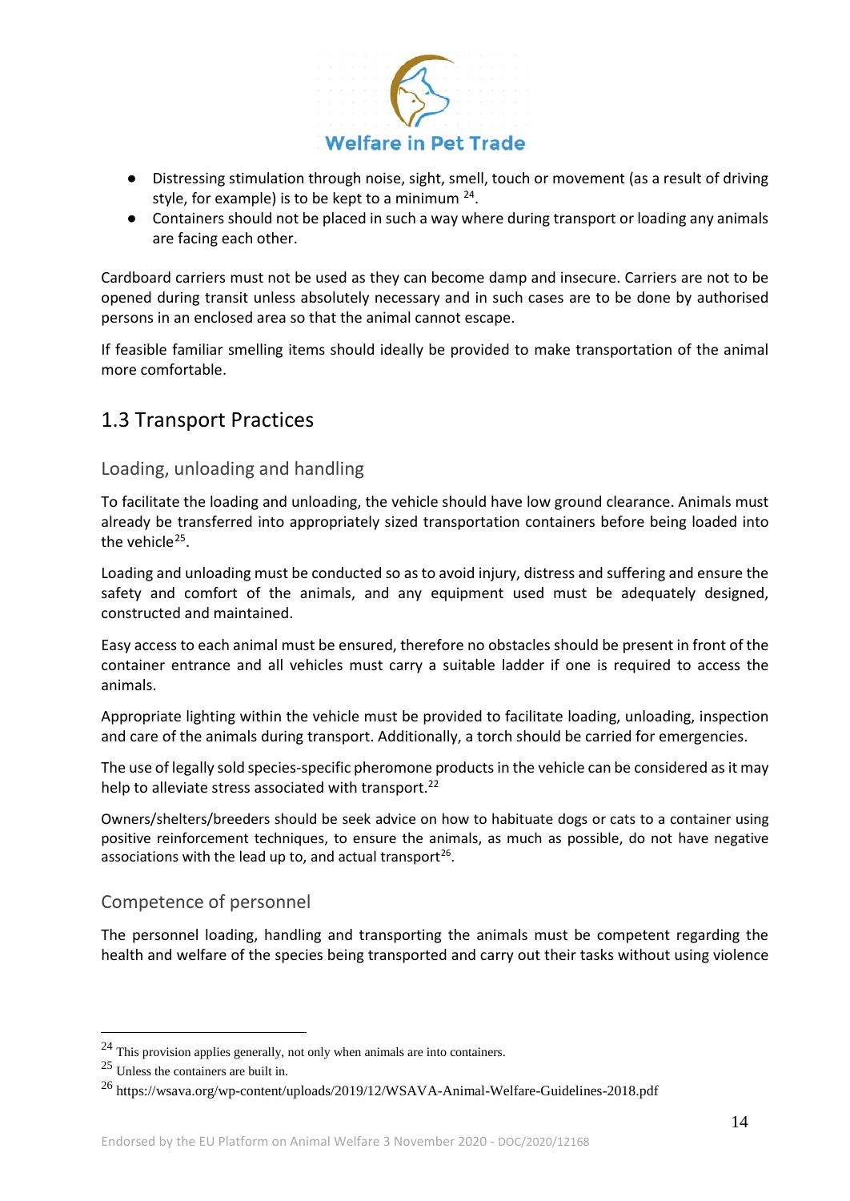- Distressing stimulation through noise, sight, smell, touch or movement (as a result of driving style, for example) is to be kept to a minimum [24].
- Containers should not be placed in such a way where during transport or loading any animals are facing each other.

Cardboard carriers must not be used as they can become damp and insecure. Carriers are not to be opened during transit unless absolutely necessary and in such cases are to be done by authorised persons in an enclosed area so that the animal cannot escape.

If feasible familiar smelling items should ideally be provided to make transportation of the animal more comfortable.

## 1.3 Transport Practices

### Loading, unloading and handling

To facilitate the loading and unloading, the vehicle should have low ground clearance. Animals must already be transferred into appropriately sized transportation containers before being loaded into the vehicle[25].

Loading and unloading must be conducted so as to avoid injury, distress and suffering and ensure the safety and comfort of the animals, and any equipment used must be adequately designed, constructed and maintained.

Easy access to each animal must be ensured, therefore no obstacles should be present in front of the container entrance and all vehicles must carry a suitable ladder if one is required to access the animals.

Appropriate lighting within the vehicle must be provided to facilitate loading, unloading, inspection and care of the animals during transport. Additionally, a torch should be carried for emergencies.

The use of legally sold species-specific pheromone products in the vehicle can be considered as it may help to alleviate stress associated with transport.[22]

Owners/shelters/breeders should be seek advice on how to habituate dogs or cats to a container using positive reinforcement techniques, to ensure the animals, as much as possible, do not have negative associations with the lead up to, and actual transport[26].

### Competence of personnel

The personnel loading, handling and transporting the animals must be competent regarding the health and welfare of the species being transported and carry out their tasks without using violence

---

[24] This provision applies generally, not only when animals are into containers.

[25] Unless the containers are built in.

[26] https://wsava.org/wp-content/uploads/2019/12/WSAVA-Animal-Welfare-Guidelines-2018.pdf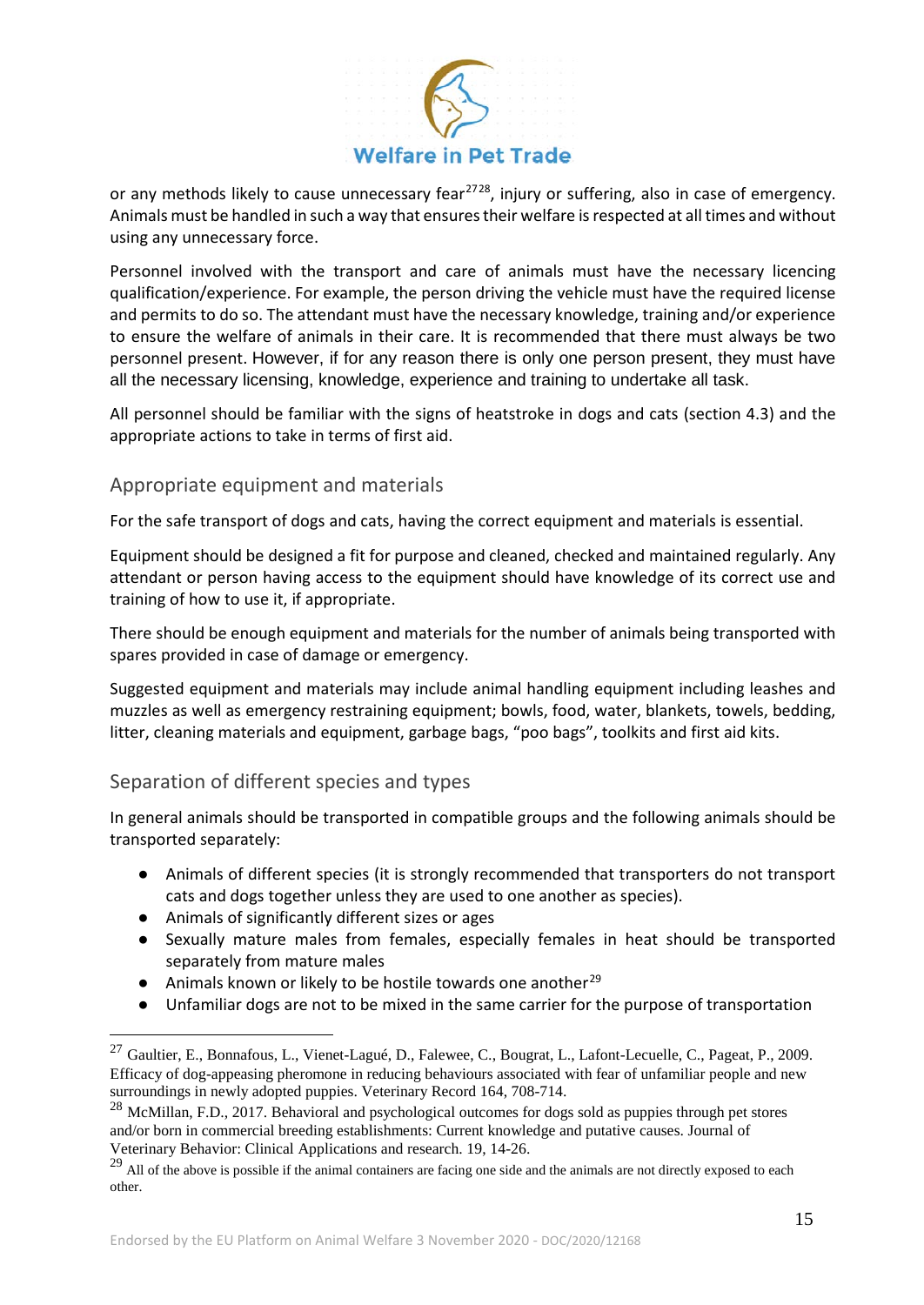or any methods likely to cause unnecessary fear[27][28], injury or suffering, also in case of emergency. Animals must be handled in such a way that ensures their welfare is respected at all times and without using any unnecessary force.

Personnel involved with the transport and care of animals must have the necessary licencing qualification/experience. For example, the person driving the vehicle must have the required license and permits to do so. The attendant must have the necessary knowledge, training and/or experience to ensure the welfare of animals in their care. It is recommended that there must always be two personnel present. However, if for any reason there is only one person present, they must have all the necessary licensing, knowledge, experience and training to undertake all task.

All personnel should be familiar with the signs of heatstroke in dogs and cats (section 4.3) and the appropriate actions to take in terms of first aid.

### Appropriate equipment and materials

For the safe transport of dogs and cats, having the correct equipment and materials is essential.

Equipment should be designed a fit for purpose and cleaned, checked and maintained regularly. Any attendant or person having access to the equipment should have knowledge of its correct use and training of how to use it, if appropriate.

There should be enough equipment and materials for the number of animals being transported with spares provided in case of damage or emergency.

Suggested equipment and materials may include animal handling equipment including leashes and muzzles as well as emergency restraining equipment; bowls, food, water, blankets, towels, bedding, litter, cleaning materials and equipment, garbage bags, "poo bags", toolkits and first aid kits.

### Separation of different species and types

In general animals should be transported in compatible groups and the following animals should be transported separately:

- Animals of different species (it is strongly recommended that transporters do not transport cats and dogs together unless they are used to one another as species).
- Animals of significantly different sizes or ages
- Sexually mature males from females, especially females in heat should be transported separately from mature males
- Animals known or likely to be hostile towards one another[29]
- Unfamiliar dogs are not to be mixed in the same carrier for the purpose of transportation

---

[27] Gaultier, E., Bonnafous, L., Vienet-Lagué, D., Falewee, C., Bougrat, L., Lafont-Lecuelle, C., Pageat, P., 2009. Efficacy of dog-appeasing pheromone in reducing behaviours associated with fear of unfamiliar people and new surroundings in newly adopted puppies. Veterinary Record 164, 708-714.

[28] McMillan, F.D., 2017. Behavioral and psychological outcomes for dogs sold as puppies through pet stores and/or born in commercial breeding establishments: Current knowledge and putative causes. Journal of Veterinary Behavior: Clinical Applications and research. 19, 14-26.

[29] All of the above is possible if the animal containers are facing one side and the animals are not directly exposed to each other.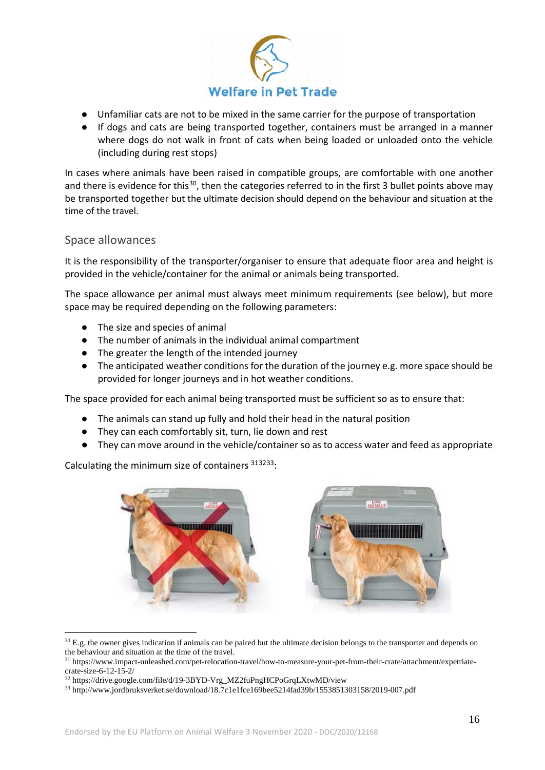- Unfamiliar cats are not to be mixed in the same carrier for the purpose of transportation
- If dogs and cats are being transported together, containers must be arranged in a manner where dogs do not walk in front of cats when being loaded or unloaded onto the vehicle (including during rest stops)

In cases where animals have been raised in compatible groups, are comfortable with one another and there is evidence for this[30], then the categories referred to in the first 3 bullet points above may be transported together but the ultimate decision should depend on the behaviour and situation at the time of the travel.

### Space allowances

It is the responsibility of the transporter/organiser to ensure that adequate floor area and height is provided in the vehicle/container for the animal or animals being transported.

The space allowance per animal must always meet minimum requirements (see below), but more space may be required depending on the following parameters:

- The size and species of animal
- The number of animals in the individual animal compartment
- The greater the length of the intended journey
- The anticipated weather conditions for the duration of the journey e.g. more space should be provided for longer journeys and in hot weather conditions.

The space provided for each animal being transported must be sufficient so as to ensure that:

- The animals can stand up fully and hold their head in the natural position
- They can each comfortably sit, turn, lie down and rest
- They can move around in the vehicle/container so as to access water and feed as appropriate

Calculating the minimum size of containers [31][32][33]:

---

[30] E.g. the owner gives indication if animals can be paired but the ultimate decision belongs to the transporter and depends on the behaviour and situation at the time of the travel.

[31] https://www.impact-unleashed.com/pet-relocation-travel/how-to-measure-your-pet-from-their-crate/attachment/expetriate-crate-size-6-12-15-2/

[32] https://drive.google.com/file/d/19-3BYD-Vrg_MZ2fuPngHCPoGrqLXtwMD/view

[33] http://www.jordbruksverket.se/download/18.7c1e1fce169bee5214fad39b/1553851303158/2019-007.pdf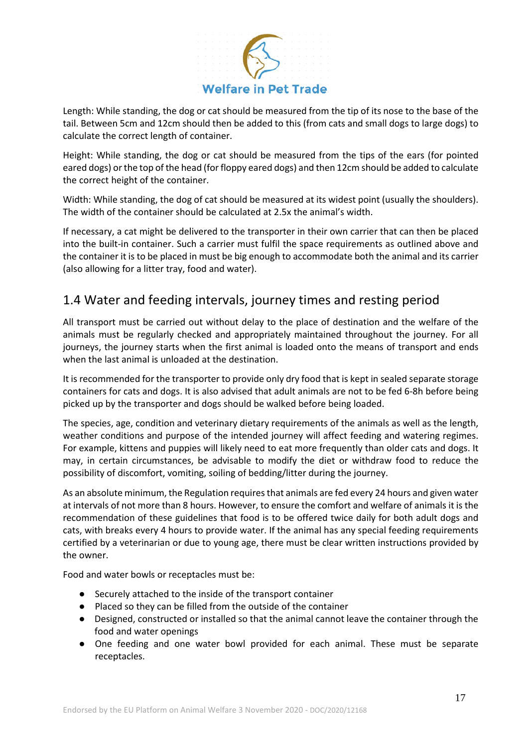Length: While standing, the dog or cat should be measured from the tip of its nose to the base of the tail. Between 5cm and 12cm should then be added to this (from cats and small dogs to large dogs) to calculate the correct length of container.

Height: While standing, the dog or cat should be measured from the tips of the ears (for pointed eared dogs) or the top of the head (for floppy eared dogs) and then 12cm should be added to calculate the correct height of the container.

Width: While standing, the dog of cat should be measured at its widest point (usually the shoulders). The width of the container should be calculated at 2.5x the animal's width.

If necessary, a cat might be delivered to the transporter in their own carrier that can then be placed into the built-in container. Such a carrier must fulfil the space requirements as outlined above and the container it is to be placed in must be big enough to accommodate both the animal and its carrier (also allowing for a litter tray, food and water).

## 1.4 Water and feeding intervals, journey times and resting period

All transport must be carried out without delay to the place of destination and the welfare of the animals must be regularly checked and appropriately maintained throughout the journey. For all journeys, the journey starts when the first animal is loaded onto the means of transport and ends when the last animal is unloaded at the destination.

It is recommended for the transporter to provide only dry food that is kept in sealed separate storage containers for cats and dogs. It is also advised that adult animals are not to be fed 6-8h before being picked up by the transporter and dogs should be walked before being loaded.

The species, age, condition and veterinary dietary requirements of the animals as well as the length, weather conditions and purpose of the intended journey will affect feeding and watering regimes. For example, kittens and puppies will likely need to eat more frequently than older cats and dogs. It may, in certain circumstances, be advisable to modify the diet or withdraw food to reduce the possibility of discomfort, vomiting, soiling of bedding/litter during the journey.

As an absolute minimum, the Regulation requires that animals are fed every 24 hours and given water at intervals of not more than 8 hours. However, to ensure the comfort and welfare of animals it is the recommendation of these guidelines that food is to be offered twice daily for both adult dogs and cats, with breaks every 4 hours to provide water. If the animal has any special feeding requirements certified by a veterinarian or due to young age, there must be clear written instructions provided by the owner.

Food and water bowls or receptacles must be:

- Securely attached to the inside of the transport container
- Placed so they can be filled from the outside of the container
- Designed, constructed or installed so that the animal cannot leave the container through the food and water openings
- One feeding and one water bowl provided for each animal. These must be separate receptacles.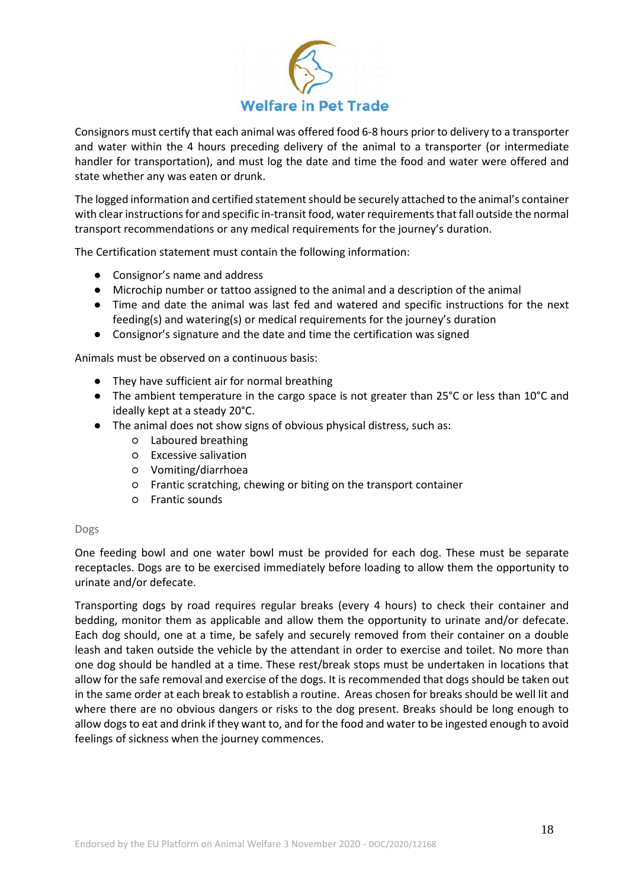Consignors must certify that each animal was offered food 6-8 hours prior to delivery to a transporter and water within the 4 hours preceding delivery of the animal to a transporter (or intermediate handler for transportation), and must log the date and time the food and water were offered and state whether any was eaten or drunk.

The logged information and certified statement should be securely attached to the animal's container with clear instructions for and specific in-transit food, water requirements that fall outside the normal transport recommendations or any medical requirements for the journey's duration.

The Certification statement must contain the following information:

- Consignor's name and address
- Microchip number or tattoo assigned to the animal and a description of the animal
- Time and date the animal was last fed and watered and specific instructions for the next feeding(s) and watering(s) or medical requirements for the journey's duration
- Consignor's signature and the date and time the certification was signed

Animals must be observed on a continuous basis:

- They have sufficient air for normal breathing
- The ambient temperature in the cargo space is not greater than 25°C or less than 10°C and ideally kept at a steady 20°C.
- The animal does not show signs of obvious physical distress, such as:
  - Laboured breathing
  - Excessive salivation
  - Vomiting/diarrhoea
  - Frantic scratching, chewing or biting on the transport container
  - Frantic sounds

### Dogs

One feeding bowl and one water bowl must be provided for each dog. These must be separate receptacles. Dogs are to be exercised immediately before loading to allow them the opportunity to urinate and/or defecate.

Transporting dogs by road requires regular breaks (every 4 hours) to check their container and bedding, monitor them as applicable and allow them the opportunity to urinate and/or defecate. Each dog should, one at a time, be safely and securely removed from their container on a double leash and taken outside the vehicle by the attendant in order to exercise and toilet. No more than one dog should be handled at a time. These rest/break stops must be undertaken in locations that allow for the safe removal and exercise of the dogs. It is recommended that dogs should be taken out in the same order at each break to establish a routine. Areas chosen for breaks should be well lit and where there are no obvious dangers or risks to the dog present. Breaks should be long enough to allow dogs to eat and drink if they want to, and for the food and water to be ingested enough to avoid feelings of sickness when the journey commences.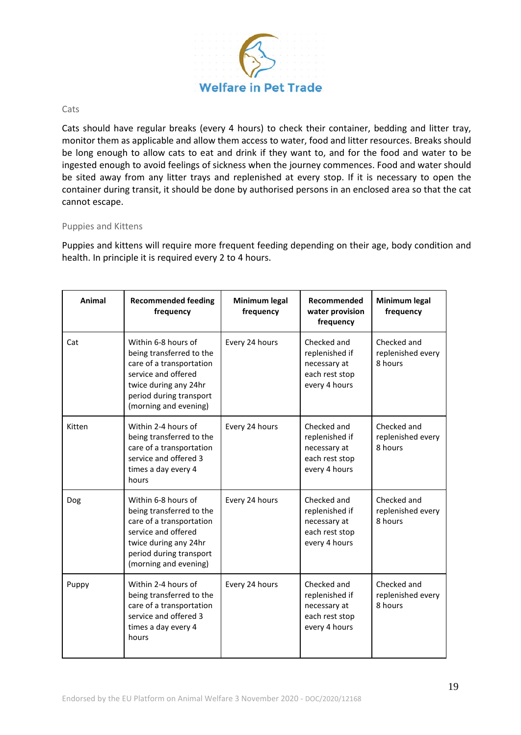### Cats

Cats should have regular breaks (every 4 hours) to check their container, bedding and litter tray, monitor them as applicable and allow them access to water, food and litter resources. Breaks should be long enough to allow cats to eat and drink if they want to, and for the food and water to be ingested enough to avoid feelings of sickness when the journey commences. Food and water should be sited away from any litter trays and replenished at every stop. If it is necessary to open the container during transit, it should be done by authorised persons in an enclosed area so that the cat cannot escape.

### Puppies and Kittens

Puppies and kittens will require more frequent feeding depending on their age, body condition and health. In principle it is required every 2 to 4 hours.

| Animal | Recommended feeding frequency | Minimum legal frequency | Recommended water provision frequency | Minimum legal frequency |
|---|---|---|---|---|
| Cat | Within 6-8 hours of being transferred to the care of a transportation service and offered twice during any 24hr period during transport (morning and evening) | Every 24 hours | Checked and replenished if necessary at each rest stop every 4 hours | Checked and replenished every 8 hours |
| Kitten | Within 2-4 hours of being transferred to the care of a transportation service and offered 3 times a day every 4 hours | Every 24 hours | Checked and replenished if necessary at each rest stop every 4 hours | Checked and replenished every 8 hours |
| Dog | Within 6-8 hours of being transferred to the care of a transportation service and offered twice during any 24hr period during transport (morning and evening) | Every 24 hours | Checked and replenished if necessary at each rest stop every 4 hours | Checked and replenished every 8 hours |
| Puppy | Within 2-4 hours of being transferred to the care of a transportation service and offered 3 times a day every 4 hours | Every 24 hours | Checked and replenished if necessary at each rest stop every 4 hours | Checked and replenished every 8 hours |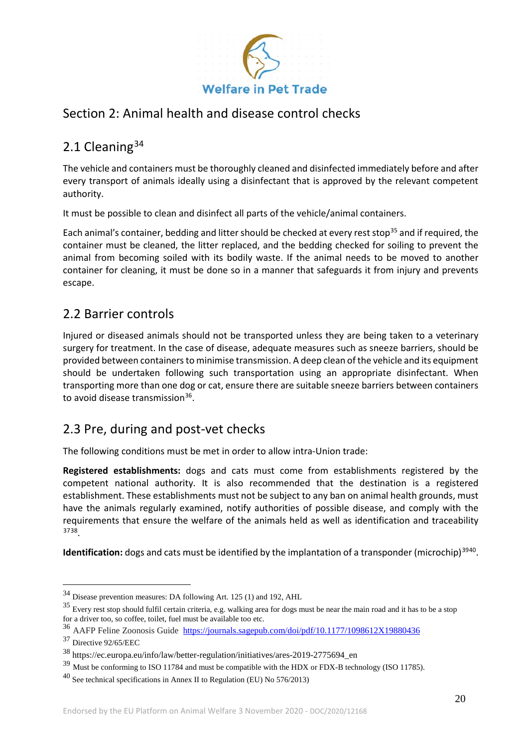## Section 2: Animal health and disease control checks

### 2.1 Cleaning[34]

The vehicle and containers must be thoroughly cleaned and disinfected immediately before and after every transport of animals ideally using a disinfectant that is approved by the relevant competent authority.

It must be possible to clean and disinfect all parts of the vehicle/animal containers.

Each animal's container, bedding and litter should be checked at every rest stop[35] and if required, the container must be cleaned, the litter replaced, and the bedding checked for soiling to prevent the animal from becoming soiled with its bodily waste. If the animal needs to be moved to another container for cleaning, it must be done so in a manner that safeguards it from injury and prevents escape.

### 2.2 Barrier controls

Injured or diseased animals should not be transported unless they are being taken to a veterinary surgery for treatment. In the case of disease, adequate measures such as sneeze barriers, should be provided between containers to minimise transmission. A deep clean of the vehicle and its equipment should be undertaken following such transportation using an appropriate disinfectant. When transporting more than one dog or cat, ensure there are suitable sneeze barriers between containers to avoid disease transmission[36].

### 2.3 Pre, during and post-vet checks

The following conditions must be met in order to allow intra-Union trade:

**Registered establishments:** dogs and cats must come from establishments registered by the competent national authority. It is also recommended that the destination is a registered establishment. These establishments must not be subject to any ban on animal health grounds, must have the animals regularly examined, notify authorities of possible disease, and comply with the requirements that ensure the welfare of the animals held as well as identification and traceability [37][38].

**Identification:** dogs and cats must be identified by the implantation of a transponder (microchip)[39][40].

---

[34] Disease prevention measures: DA following Art. 125 (1) and 192, AHL

[35] Every rest stop should fulfil certain criteria, e.g. walking area for dogs must be near the main road and it has to be a stop for a driver too, so coffee, toilet, fuel must be available too etc.

[36] AAFP Feline Zoonosis Guide https://journals.sagepub.com/doi/pdf/10.1177/1098612X19880436

[37] Directive 92/65/EEC

[38] https://ec.europa.eu/info/law/better-regulation/initiatives/ares-2019-2775694_en

[39] Must be conforming to ISO 11784 and must be compatible with the HDX or FDX-B technology (ISO 11785).

[40] See technical specifications in Annex II to Regulation (EU) No 576/2013)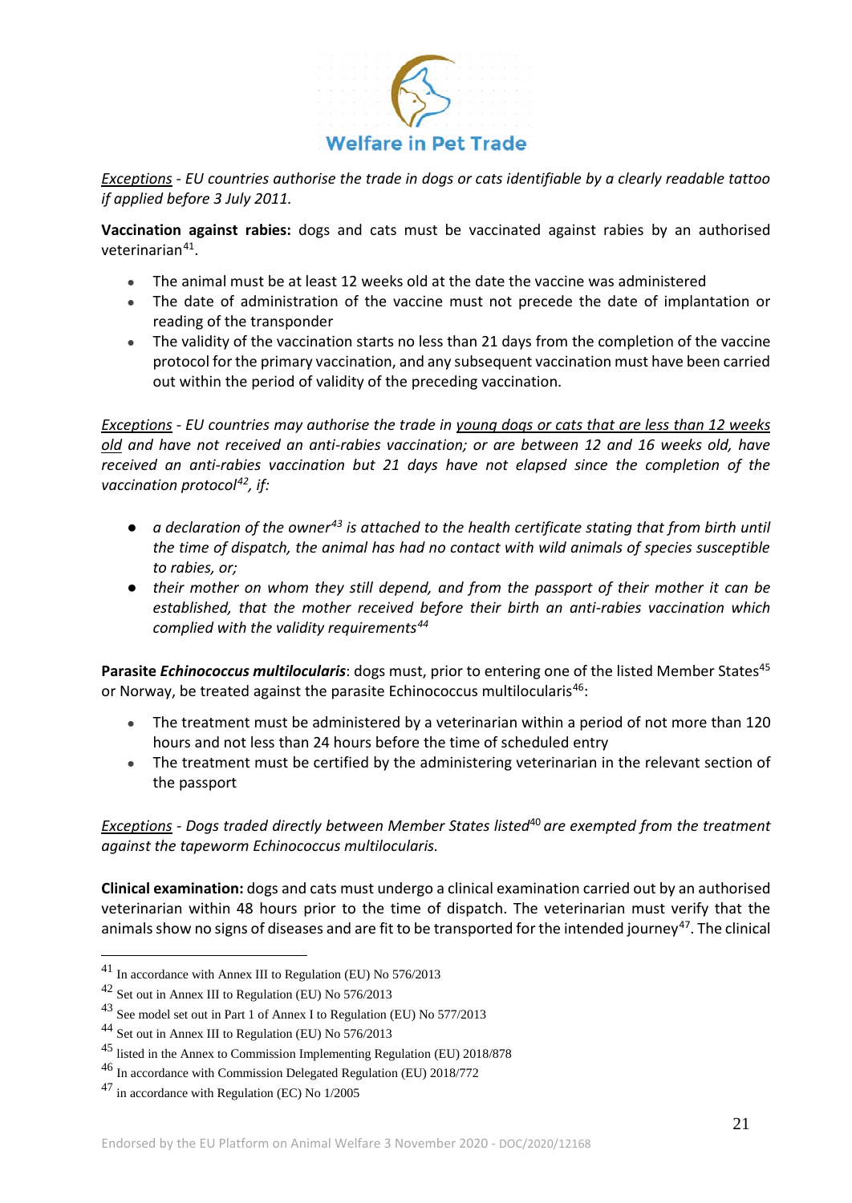*<u>Exceptions</u> - EU countries authorise the trade in dogs or cats identifiable by a clearly readable tattoo if applied before 3 July 2011.*

**Vaccination against rabies:** dogs and cats must be vaccinated against rabies by an authorised veterinarian[41].

- The animal must be at least 12 weeks old at the date the vaccine was administered
- The date of administration of the vaccine must not precede the date of implantation or reading of the transponder
- The validity of the vaccination starts no less than 21 days from the completion of the vaccine protocol for the primary vaccination, and any subsequent vaccination must have been carried out within the period of validity of the preceding vaccination.

*<u>Exceptions</u> - EU countries may authorise the trade in <u>young dogs or cats that are less than 12 weeks old</u> and have not received an anti-rabies vaccination; or are between 12 and 16 weeks old, have received an anti-rabies vaccination but 21 days have not elapsed since the completion of the vaccination protocol[42], if:*

- *a declaration of the owner[43] is attached to the health certificate stating that from birth until the time of dispatch, the animal has had no contact with wild animals of species susceptible to rabies, or;*
- *their mother on whom they still depend, and from the passport of their mother it can be established, that the mother received before their birth an anti-rabies vaccination which complied with the validity requirements[44]*

**Parasite *Echinococcus multilocularis*:** dogs must, prior to entering one of the listed Member States[45] or Norway, be treated against the parasite Echinococcus multilocularis[46]:

- The treatment must be administered by a veterinarian within a period of not more than 120 hours and not less than 24 hours before the time of scheduled entry
- The treatment must be certified by the administering veterinarian in the relevant section of the passport

*<u>Exceptions</u> - Dogs traded directly between Member States listed[40] are exempted from the treatment against the tapeworm Echinococcus multilocularis.*

**Clinical examination:** dogs and cats must undergo a clinical examination carried out by an authorised veterinarian within 48 hours prior to the time of dispatch. The veterinarian must verify that the animals show no signs of diseases and are fit to be transported for the intended journey[47]. The clinical

---

[41] In accordance with Annex III to Regulation (EU) No 576/2013

[42] Set out in Annex III to Regulation (EU) No 576/2013

[43] See model set out in Part 1 of Annex I to Regulation (EU) No 577/2013

[44] Set out in Annex III to Regulation (EU) No 576/2013

[45] listed in the Annex to Commission Implementing Regulation (EU) 2018/878

[46] In accordance with Commission Delegated Regulation (EU) 2018/772

[47] in accordance with Regulation (EC) No 1/2005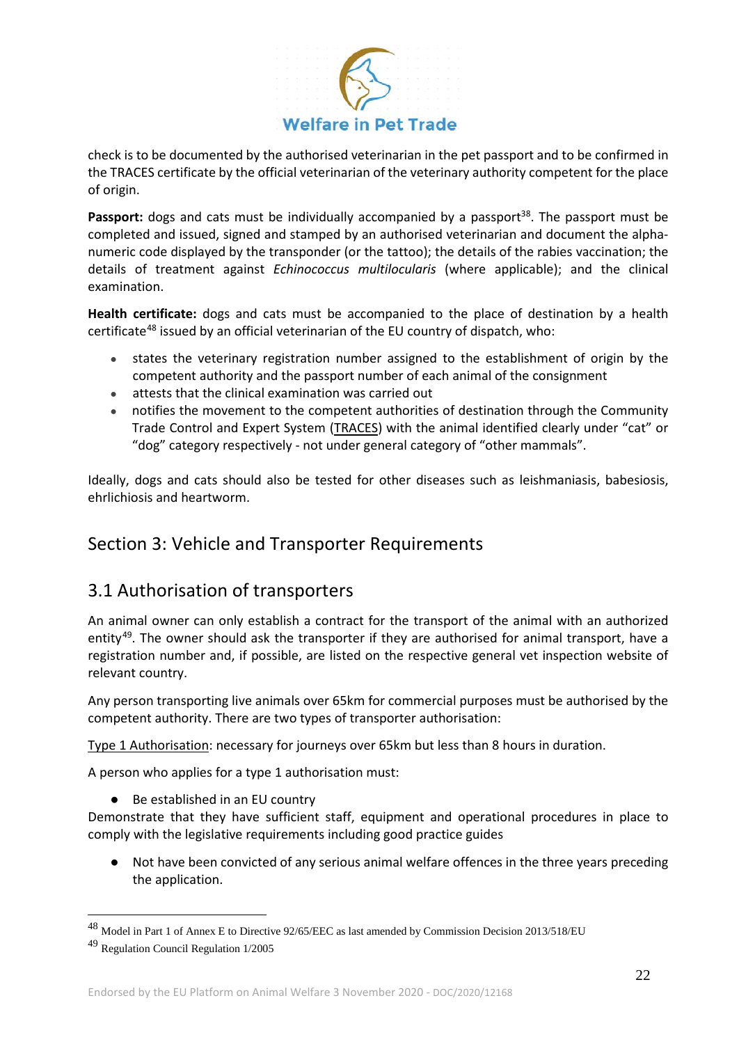check is to be documented by the authorised veterinarian in the pet passport and to be confirmed in the TRACES certificate by the official veterinarian of the veterinary authority competent for the place of origin.

**Passport:** dogs and cats must be individually accompanied by a passport[38]. The passport must be completed and issued, signed and stamped by an authorised veterinarian and document the alpha-numeric code displayed by the transponder (or the tattoo); the details of the rabies vaccination; the details of treatment against *Echinococcus multilocularis* (where applicable); and the clinical examination.

**Health certificate:** dogs and cats must be accompanied to the place of destination by a health certificate[48] issued by an official veterinarian of the EU country of dispatch, who:

- states the veterinary registration number assigned to the establishment of origin by the competent authority and the passport number of each animal of the consignment
- attests that the clinical examination was carried out
- notifies the movement to the competent authorities of destination through the Community Trade Control and Expert System (TRACES) with the animal identified clearly under "cat" or "dog" category respectively - not under general category of "other mammals".

Ideally, dogs and cats should also be tested for other diseases such as leishmaniasis, babesiosis, ehrlichiosis and heartworm.

## Section 3: Vehicle and Transporter Requirements

### 3.1 Authorisation of transporters

An animal owner can only establish a contract for the transport of the animal with an authorized entity[49]. The owner should ask the transporter if they are authorised for animal transport, have a registration number and, if possible, are listed on the respective general vet inspection website of relevant country.

Any person transporting live animals over 65km for commercial purposes must be authorised by the competent authority. There are two types of transporter authorisation:

Type 1 Authorisation: necessary for journeys over 65km but less than 8 hours in duration.

A person who applies for a type 1 authorisation must:

- Be established in an EU country

Demonstrate that they have sufficient staff, equipment and operational procedures in place to comply with the legislative requirements including good practice guides

- Not have been convicted of any serious animal welfare offences in the three years preceding the application.

---

[48] Model in Part 1 of Annex E to Directive 92/65/EEC as last amended by Commission Decision 2013/518/EU

[49] Regulation Council Regulation 1/2005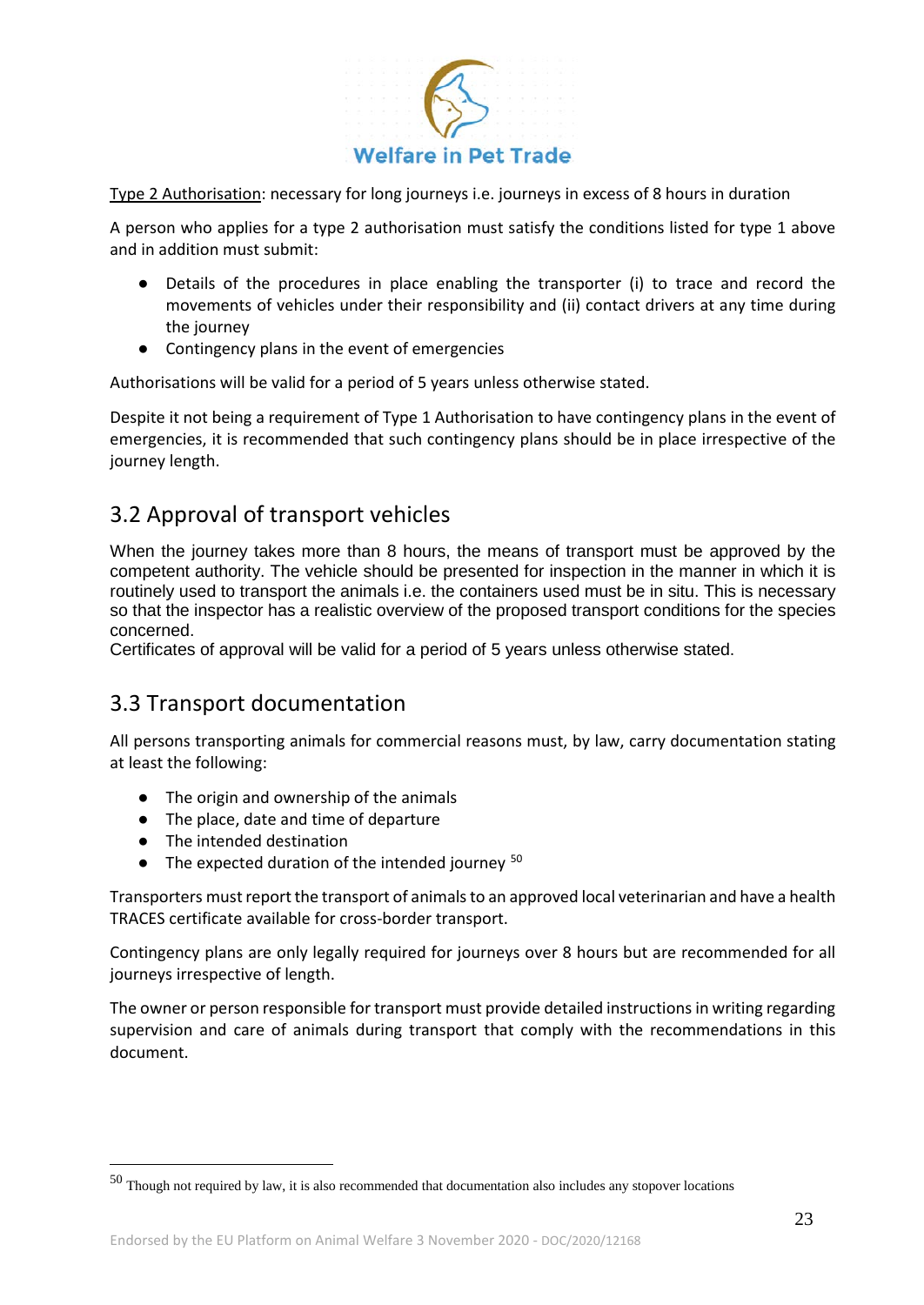Type 2 Authorisation: necessary for long journeys i.e. journeys in excess of 8 hours in duration

A person who applies for a type 2 authorisation must satisfy the conditions listed for type 1 above and in addition must submit:

- Details of the procedures in place enabling the transporter (i) to trace and record the movements of vehicles under their responsibility and (ii) contact drivers at any time during the journey
- Contingency plans in the event of emergencies

Authorisations will be valid for a period of 5 years unless otherwise stated.

Despite it not being a requirement of Type 1 Authorisation to have contingency plans in the event of emergencies, it is recommended that such contingency plans should be in place irrespective of the journey length.

## 3.2 Approval of transport vehicles

When the journey takes more than 8 hours, the means of transport must be approved by the competent authority. The vehicle should be presented for inspection in the manner in which it is routinely used to transport the animals i.e. the containers used must be in situ. This is necessary so that the inspector has a realistic overview of the proposed transport conditions for the species concerned.
Certificates of approval will be valid for a period of 5 years unless otherwise stated.

## 3.3 Transport documentation

All persons transporting animals for commercial reasons must, by law, carry documentation stating at least the following:

- The origin and ownership of the animals
- The place, date and time of departure
- The intended destination
- The expected duration of the intended journey [50]

Transporters must report the transport of animals to an approved local veterinarian and have a health TRACES certificate available for cross-border transport.

Contingency plans are only legally required for journeys over 8 hours but are recommended for all journeys irrespective of length.

The owner or person responsible for transport must provide detailed instructions in writing regarding supervision and care of animals during transport that comply with the recommendations in this document.

[50] Though not required by law, it is also recommended that documentation also includes any stopover locations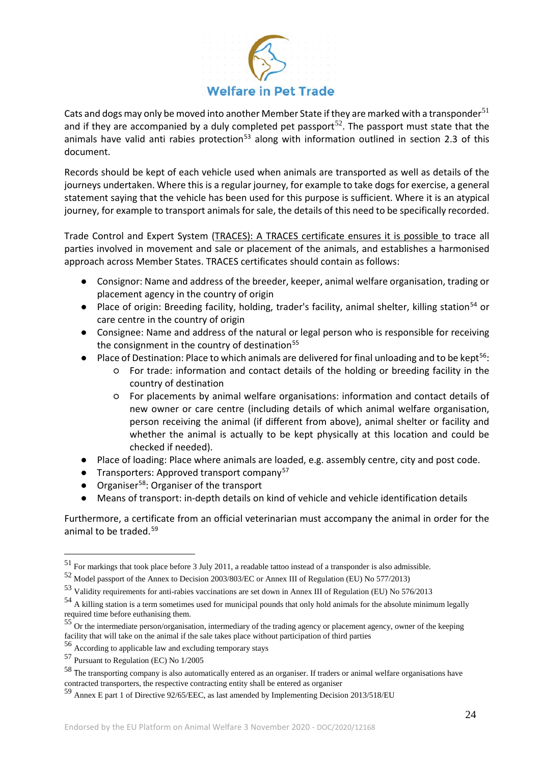Cats and dogs may only be moved into another Member State if they are marked with a transponder[51] and if they are accompanied by a duly completed pet passport[52]. The passport must state that the animals have valid anti rabies protection[53] along with information outlined in section 2.3 of this document.

Records should be kept of each vehicle used when animals are transported as well as details of the journeys undertaken. Where this is a regular journey, for example to take dogs for exercise, a general statement saying that the vehicle has been used for this purpose is sufficient. Where it is an atypical journey, for example to transport animals for sale, the details of this need to be specifically recorded.

Trade Control and Expert System (TRACES): A TRACES certificate ensures it is possible to trace all parties involved in movement and sale or placement of the animals, and establishes a harmonised approach across Member States. TRACES certificates should contain as follows:

- Consignor: Name and address of the breeder, keeper, animal welfare organisation, trading or placement agency in the country of origin
- Place of origin: Breeding facility, holding, trader's facility, animal shelter, killing station[54] or care centre in the country of origin
- Consignee: Name and address of the natural or legal person who is responsible for receiving the consignment in the country of destination[55]
- Place of Destination: Place to which animals are delivered for final unloading and to be kept[56]:
    - For trade: information and contact details of the holding or breeding facility in the country of destination
    - For placements by animal welfare organisations: information and contact details of new owner or care centre (including details of which animal welfare organisation, person receiving the animal (if different from above), animal shelter or facility and whether the animal is actually to be kept physically at this location and could be checked if needed).
- Place of loading: Place where animals are loaded, e.g. assembly centre, city and post code.
- Transporters: Approved transport company[57]
- Organiser[58]: Organiser of the transport
- Means of transport: in-depth details on kind of vehicle and vehicle identification details

Furthermore, a certificate from an official veterinarian must accompany the animal in order for the animal to be traded.[59]

---

[51] For markings that took place before 3 July 2011, a readable tattoo instead of a transponder is also admissible.

[52] Model passport of the Annex to Decision 2003/803/EC or Annex III of Regulation (EU) No 577/2013)

[53] Validity requirements for anti-rabies vaccinations are set down in Annex III of Regulation (EU) No 576/2013

[54] A killing station is a term sometimes used for municipal pounds that only hold animals for the absolute minimum legally required time before euthanising them.

[55] Or the intermediate person/organisation, intermediary of the trading agency or placement agency, owner of the keeping facility that will take on the animal if the sale takes place without participation of third parties

[56] According to applicable law and excluding temporary stays

[57] Pursuant to Regulation (EC) No 1/2005

[58] The transporting company is also automatically entered as an organiser. If traders or animal welfare organisations have contracted transporters, the respective contracting entity shall be entered as organiser

[59] Annex E part 1 of Directive 92/65/EEC, as last amended by Implementing Decision 2013/518/EU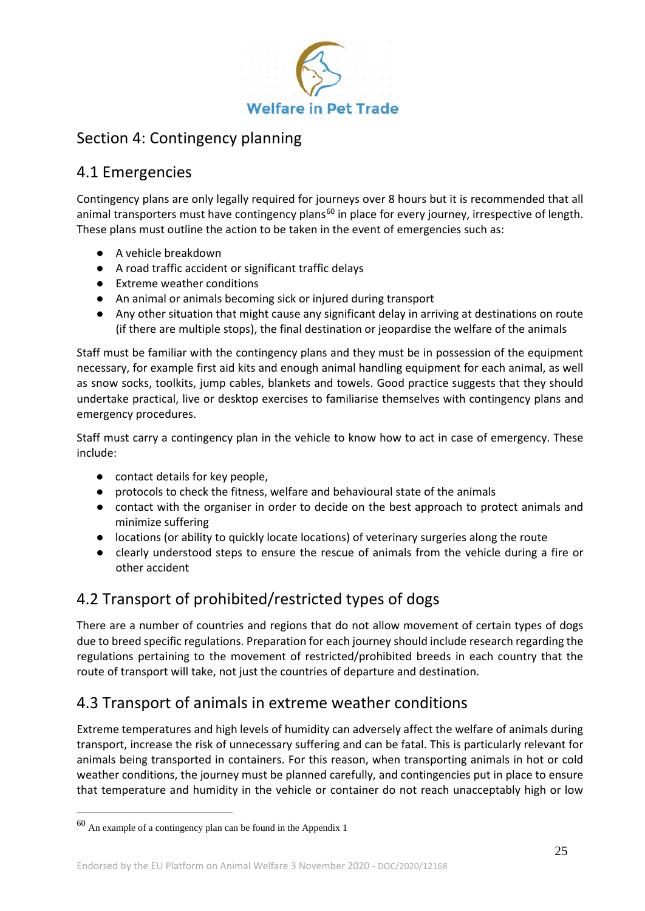## Section 4: Contingency planning

### 4.1 Emergencies

Contingency plans are only legally required for journeys over 8 hours but it is recommended that all animal transporters must have contingency plans[60] in place for every journey, irrespective of length. These plans must outline the action to be taken in the event of emergencies such as:

- A vehicle breakdown
- A road traffic accident or significant traffic delays
- Extreme weather conditions
- An animal or animals becoming sick or injured during transport
- Any other situation that might cause any significant delay in arriving at destinations on route (if there are multiple stops), the final destination or jeopardise the welfare of the animals

Staff must be familiar with the contingency plans and they must be in possession of the equipment necessary, for example first aid kits and enough animal handling equipment for each animal, as well as snow socks, toolkits, jump cables, blankets and towels. Good practice suggests that they should undertake practical, live or desktop exercises to familiarise themselves with contingency plans and emergency procedures.

Staff must carry a contingency plan in the vehicle to know how to act in case of emergency. These include:

- contact details for key people,
- protocols to check the fitness, welfare and behavioural state of the animals
- contact with the organiser in order to decide on the best approach to protect animals and minimize suffering
- locations (or ability to quickly locate locations) of veterinary surgeries along the route
- clearly understood steps to ensure the rescue of animals from the vehicle during a fire or other accident

### 4.2 Transport of prohibited/restricted types of dogs

There are a number of countries and regions that do not allow movement of certain types of dogs due to breed specific regulations. Preparation for each journey should include research regarding the regulations pertaining to the movement of restricted/prohibited breeds in each country that the route of transport will take, not just the countries of departure and destination.

### 4.3 Transport of animals in extreme weather conditions

Extreme temperatures and high levels of humidity can adversely affect the welfare of animals during transport, increase the risk of unnecessary suffering and can be fatal. This is particularly relevant for animals being transported in containers. For this reason, when transporting animals in hot or cold weather conditions, the journey must be planned carefully, and contingencies put in place to ensure that temperature and humidity in the vehicle or container do not reach unacceptably high or low

[60] An example of a contingency plan can be found in the Appendix 1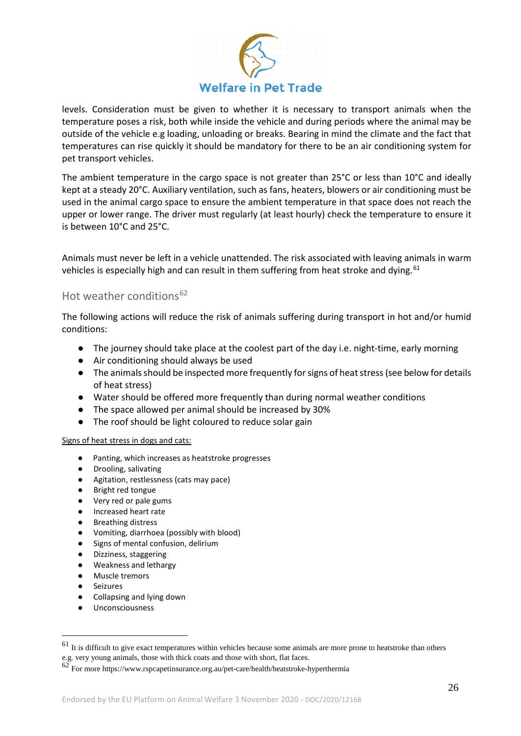levels. Consideration must be given to whether it is necessary to transport animals when the temperature poses a risk, both while inside the vehicle and during periods where the animal may be outside of the vehicle e.g loading, unloading or breaks. Bearing in mind the climate and the fact that temperatures can rise quickly it should be mandatory for there to be an air conditioning system for pet transport vehicles.

The ambient temperature in the cargo space is not greater than 25°C or less than 10°C and ideally kept at a steady 20°C. Auxiliary ventilation, such as fans, heaters, blowers or air conditioning must be used in the animal cargo space to ensure the ambient temperature in that space does not reach the upper or lower range. The driver must regularly (at least hourly) check the temperature to ensure it is between 10°C and 25°C.

Animals must never be left in a vehicle unattended. The risk associated with leaving animals in warm vehicles is especially high and can result in them suffering from heat stroke and dying.[61]

## Hot weather conditions[62]

The following actions will reduce the risk of animals suffering during transport in hot and/or humid conditions:

- The journey should take place at the coolest part of the day i.e. night-time, early morning
- Air conditioning should always be used
- The animals should be inspected more frequently for signs of heat stress (see below for details of heat stress)
- Water should be offered more frequently than during normal weather conditions
- The space allowed per animal should be increased by 30%
- The roof should be light coloured to reduce solar gain

Signs of heat stress in dogs and cats:

- Panting, which increases as heatstroke progresses
- Drooling, salivating
- Agitation, restlessness (cats may pace)
- Bright red tongue
- Very red or pale gums
- Increased heart rate
- Breathing distress
- Vomiting, diarrhoea (possibly with blood)
- Signs of mental confusion, delirium
- Dizziness, staggering
- Weakness and lethargy
- Muscle tremors
- Seizures
- Collapsing and lying down
- Unconsciousness

[61] It is difficult to give exact temperatures within vehicles because some animals are more prone to heatstroke than others e.g. very young animals, those with thick coats and those with short, flat faces.

[62] For more https://www.rspcapetinsurance.org.au/pet-care/health/heatstroke-hyperthermia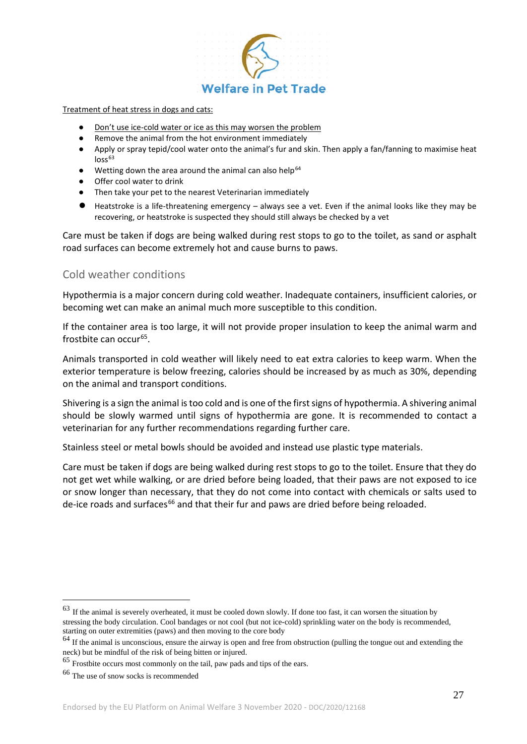Treatment of heat stress in dogs and cats:

- Don't use ice-cold water or ice as this may worsen the problem
- Remove the animal from the hot environment immediately
- Apply or spray tepid/cool water onto the animal's fur and skin. Then apply a fan/fanning to maximise heat loss[63]
- Wetting down the area around the animal can also help[64]
- Offer cool water to drink
- Then take your pet to the nearest Veterinarian immediately
- Heatstroke is a life-threatening emergency – always see a vet. Even if the animal looks like they may be recovering, or heatstroke is suspected they should still always be checked by a vet

Care must be taken if dogs are being walked during rest stops to go to the toilet, as sand or asphalt road surfaces can become extremely hot and cause burns to paws.

## Cold weather conditions

Hypothermia is a major concern during cold weather. Inadequate containers, insufficient calories, or becoming wet can make an animal much more susceptible to this condition.

If the container area is too large, it will not provide proper insulation to keep the animal warm and frostbite can occur[65].

Animals transported in cold weather will likely need to eat extra calories to keep warm. When the exterior temperature is below freezing, calories should be increased by as much as 30%, depending on the animal and transport conditions.

Shivering is a sign the animal is too cold and is one of the first signs of hypothermia. A shivering animal should be slowly warmed until signs of hypothermia are gone. It is recommended to contact a veterinarian for any further recommendations regarding further care.

Stainless steel or metal bowls should be avoided and instead use plastic type materials.

Care must be taken if dogs are being walked during rest stops to go to the toilet. Ensure that they do not get wet while walking, or are dried before being loaded, that their paws are not exposed to ice or snow longer than necessary, that they do not come into contact with chemicals or salts used to de-ice roads and surfaces[66] and that their fur and paws are dried before being reloaded.

---

[63] If the animal is severely overheated, it must be cooled down slowly. If done too fast, it can worsen the situation by stressing the body circulation. Cool bandages or not cool (but not ice-cold) sprinkling water on the body is recommended, starting on outer extremities (paws) and then moving to the core body

[64] If the animal is unconscious, ensure the airway is open and free from obstruction (pulling the tongue out and extending the neck) but be mindful of the risk of being bitten or injured.

[65] Frostbite occurs most commonly on the tail, paw pads and tips of the ears.

[66] The use of snow socks is recommended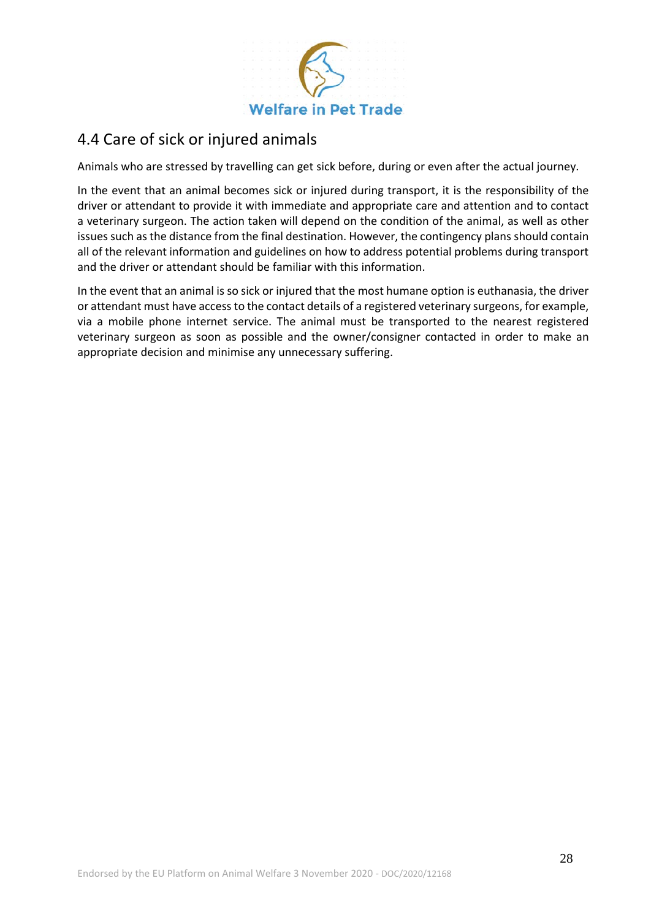## 4.4 Care of sick or injured animals

Animals who are stressed by travelling can get sick before, during or even after the actual journey.

In the event that an animal becomes sick or injured during transport, it is the responsibility of the driver or attendant to provide it with immediate and appropriate care and attention and to contact a veterinary surgeon. The action taken will depend on the condition of the animal, as well as other issues such as the distance from the final destination. However, the contingency plans should contain all of the relevant information and guidelines on how to address potential problems during transport and the driver or attendant should be familiar with this information.

In the event that an animal is so sick or injured that the most humane option is euthanasia, the driver or attendant must have access to the contact details of a registered veterinary surgeons, for example, via a mobile phone internet service. The animal must be transported to the nearest registered veterinary surgeon as soon as possible and the owner/consigner contacted in order to make an appropriate decision and minimise any unnecessary suffering.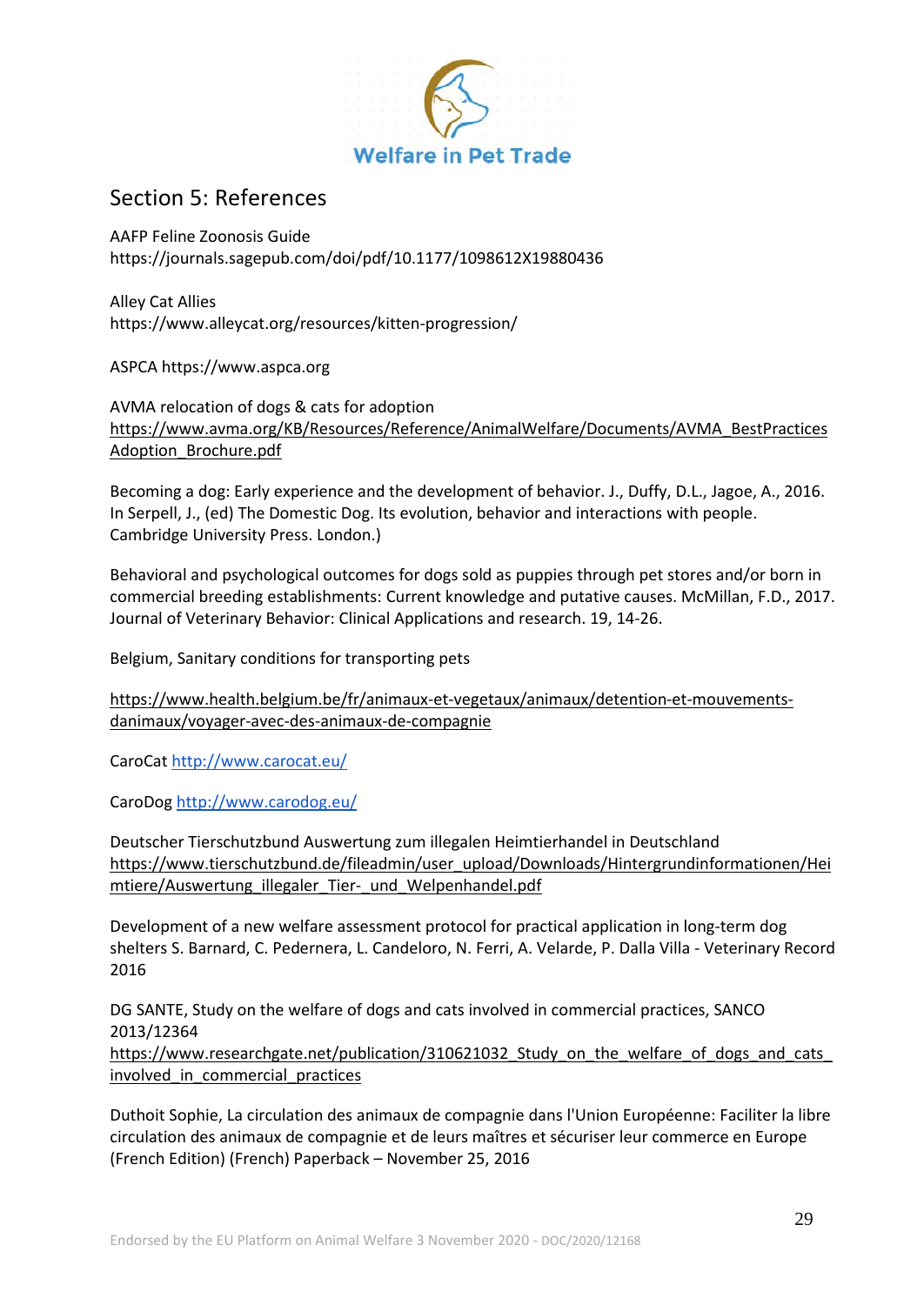## Section 5: References

AAFP Feline Zoonosis Guide
https://journals.sagepub.com/doi/pdf/10.1177/1098612X19880436

Alley Cat Allies
https://www.alleycat.org/resources/kitten-progression/

ASPCA https://www.aspca.org

AVMA relocation of dogs & cats for adoption
https://www.avma.org/KB/Resources/Reference/AnimalWelfare/Documents/AVMA_BestPractices Adoption_Brochure.pdf

Becoming a dog: Early experience and the development of behavior. J., Duffy, D.L., Jagoe, A., 2016. In Serpell, J., (ed) The Domestic Dog. Its evolution, behavior and interactions with people. Cambridge University Press. London.)

Behavioral and psychological outcomes for dogs sold as puppies through pet stores and/or born in commercial breeding establishments: Current knowledge and putative causes. McMillan, F.D., 2017. Journal of Veterinary Behavior: Clinical Applications and research. 19, 14-26.

Belgium, Sanitary conditions for transporting pets

https://www.health.belgium.be/fr/animaux-et-vegetaux/animaux/detention-et-mouvements-danimaux/voyager-avec-des-animaux-de-compagnie

CaroCat http://www.carocat.eu/

CaroDog http://www.carodog.eu/

Deutscher Tierschutzbund Auswertung zum illegalen Heimtierhandel in Deutschland
https://www.tierschutzbund.de/fileadmin/user_upload/Downloads/Hintergrundinformationen/Heimtiere/Auswertung_illegaler_Tier-_und_Welpenhandel.pdf

Development of a new welfare assessment protocol for practical application in long-term dog shelters S. Barnard, C. Pedernera, L. Candeloro, N. Ferri, A. Velarde, P. Dalla Villa - Veterinary Record 2016

DG SANTE, Study on the welfare of dogs and cats involved in commercial practices, SANCO 2013/12364
https://www.researchgate.net/publication/310621032_Study_on_the_welfare_of_dogs_and_cats_involved_in_commercial_practices

Duthoit Sophie, La circulation des animaux de compagnie dans l'Union Européenne: Faciliter la libre circulation des animaux de compagnie et de leurs maîtres et sécuriser leur commerce en Europe (French Edition) (French) Paperback – November 25, 2016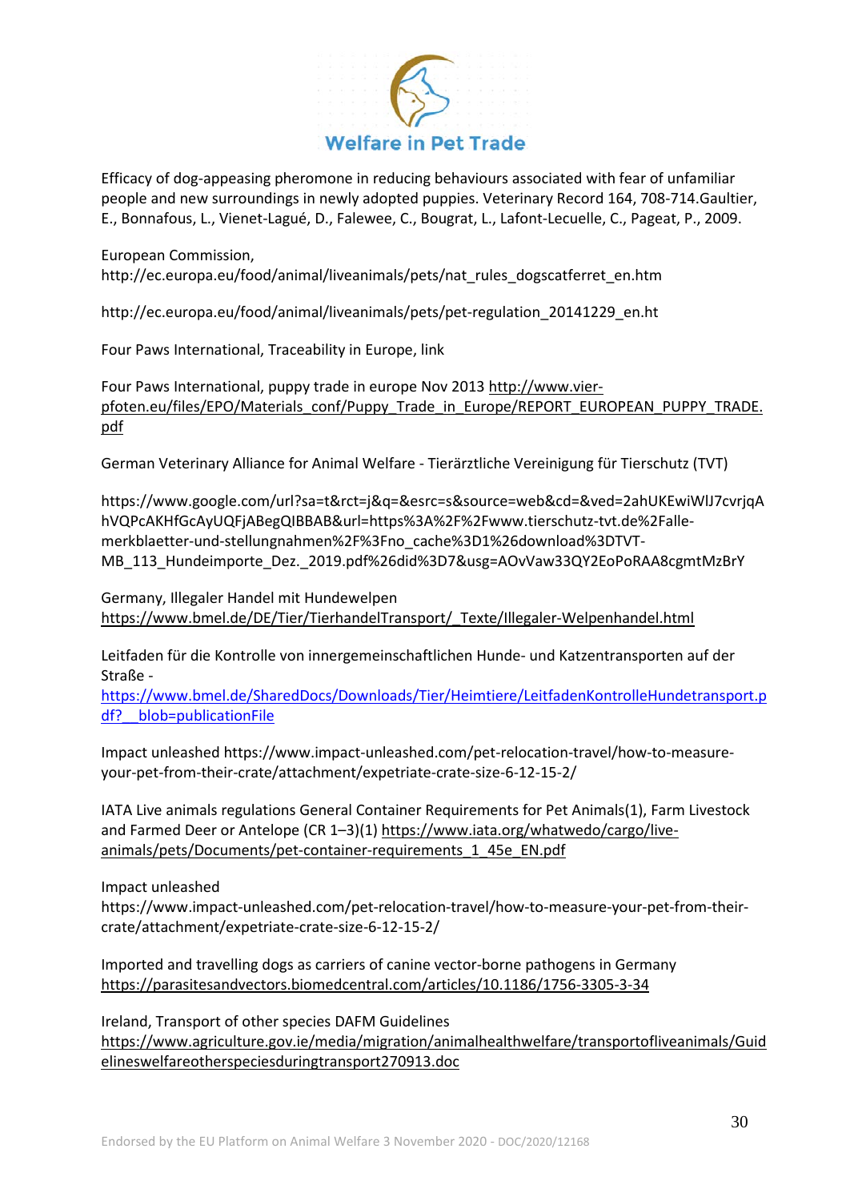Efficacy of dog-appeasing pheromone in reducing behaviours associated with fear of unfamiliar people and new surroundings in newly adopted puppies. Veterinary Record 164, 708-714.Gaultier, E., Bonnafous, L., Vienet-Lagué, D., Falewee, C., Bougrat, L., Lafont-Lecuelle, C., Pageat, P., 2009.

European Commission, http://ec.europa.eu/food/animal/liveanimals/pets/nat_rules_dogscatferret_en.htm

http://ec.europa.eu/food/animal/liveanimals/pets/pet-regulation_20141229_en.ht

Four Paws International, Traceability in Europe, link

Four Paws International, puppy trade in europe Nov 2013 http://www.vier-pfoten.eu/files/EPO/Materials_conf/Puppy_Trade_in_Europe/REPORT_EUROPEAN_PUPPY_TRADE.pdf

German Veterinary Alliance for Animal Welfare - Tierärztliche Vereinigung für Tierschutz (TVT)

https://www.google.com/url?sa=t&rct=j&q=&esrc=s&source=web&cd=&ved=2ahUKEwiWlJ7cvrjqAhVQPcAKHfGcAyUQFjABegQIBBAB&url=https%3A%2F%2Fwww.tierschutz-tvt.de%2Falle-merkblaetter-und-stellungnahmen%2F%3Fno_cache%3D1%26download%3DTVT-MB_113_Hundeimporte_Dez._2019.pdf%26did%3D7&usg=AOvVaw33QY2EoPoRAA8cgmtMzBrY

Germany, Illegaler Handel mit Hundewelpen https://www.bmel.de/DE/Tier/TierhandelTransport/_Texte/Illegaler-Welpenhandel.html

Leitfaden für die Kontrolle von innergemeinschaftlichen Hunde- und Katzentransporten auf der Straße - https://www.bmel.de/SharedDocs/Downloads/Tier/Heimtiere/LeitfadenKontrolleHundetransport.pdf?__blob=publicationFile

Impact unleashed https://www.impact-unleashed.com/pet-relocation-travel/how-to-measure-your-pet-from-their-crate/attachment/expetriate-crate-size-6-12-15-2/

IATA Live animals regulations General Container Requirements for Pet Animals(1), Farm Livestock and Farmed Deer or Antelope (CR 1–3)(1) https://www.iata.org/whatwedo/cargo/live-animals/pets/Documents/pet-container-requirements_1_45e_EN.pdf

Impact unleashed https://www.impact-unleashed.com/pet-relocation-travel/how-to-measure-your-pet-from-their-crate/attachment/expetriate-crate-size-6-12-15-2/

Imported and travelling dogs as carriers of canine vector-borne pathogens in Germany https://parasitesandvectors.biomedcentral.com/articles/10.1186/1756-3305-3-34

Ireland, Transport of other species DAFM Guidelines https://www.agriculture.gov.ie/media/migration/animalhealthwelfare/transportofliveanimals/Guidelineswelfareotherspeciesduringtransport270913.doc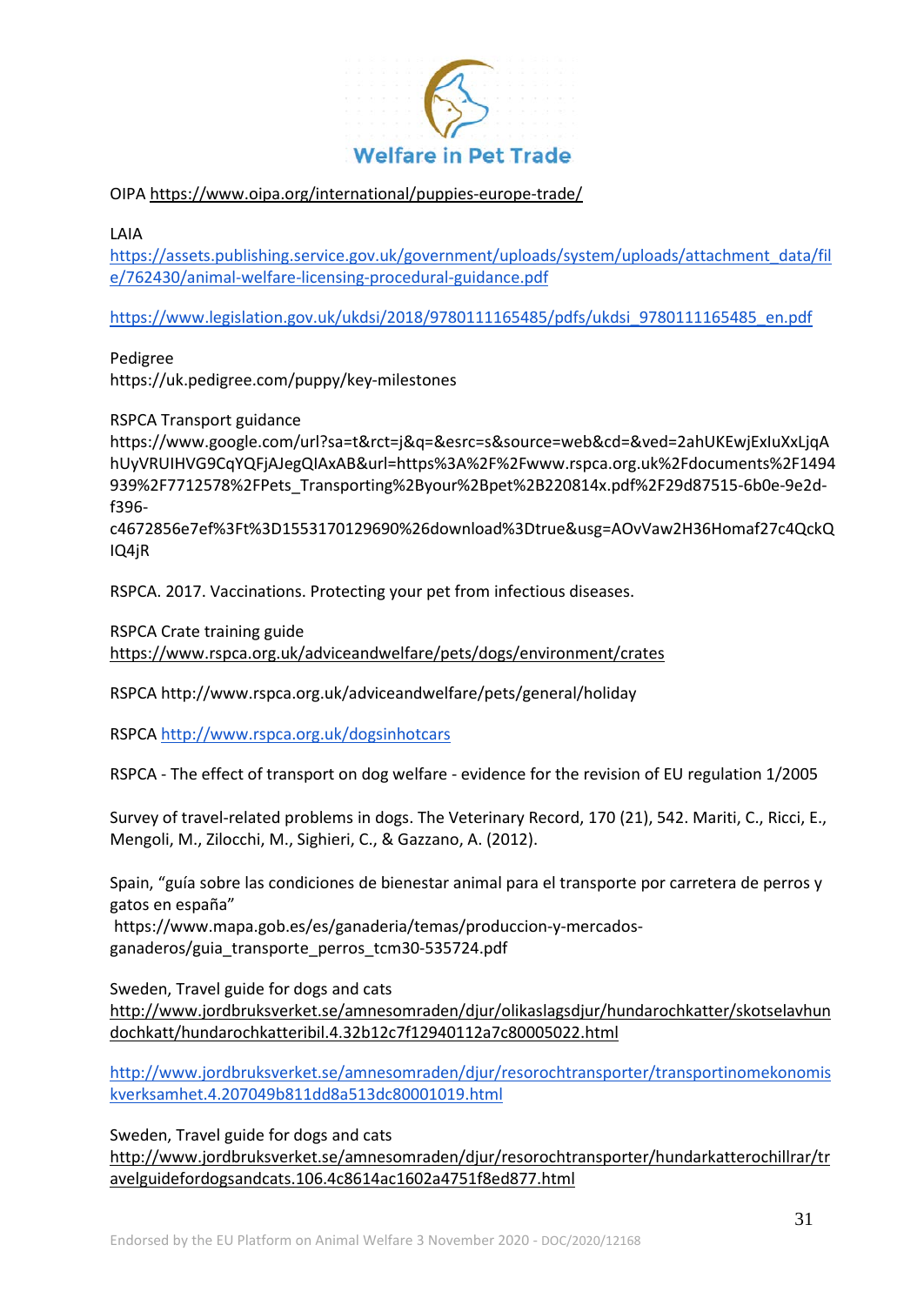OIPA https://www.oipa.org/international/puppies-europe-trade/

LAIA
https://assets.publishing.service.gov.uk/government/uploads/system/uploads/attachment_data/file/762430/animal-welfare-licensing-procedural-guidance.pdf

https://www.legislation.gov.uk/ukdsi/2018/9780111165485/pdfs/ukdsi_9780111165485_en.pdf

Pedigree
https://uk.pedigree.com/puppy/key-milestones

RSPCA Transport guidance
https://www.google.com/url?sa=t&rct=j&q=&esrc=s&source=web&cd=&ved=2ahUKEwjExIuXxLjqAhUyVRUIHVG9CqYQFjAJegQIAxAB&url=https%3A%2F%2Fwww.rspca.org.uk%2Fdocuments%2F1494939%2F7712578%2FPets_Transporting%2Byour%2Bpet%2B220814x.pdf%2F29d87515-6b0e-9e2d-f396-c4672856e7ef%3Ft%3D1553170129690%26download%3Dtrue&usg=AOvVaw2H36Homaf27c4QckQIQ4jR

RSPCA. 2017. Vaccinations. Protecting your pet from infectious diseases.

RSPCA Crate training guide
https://www.rspca.org.uk/adviceandwelfare/pets/dogs/environment/crates

RSPCA http://www.rspca.org.uk/adviceandwelfare/pets/general/holiday

RSPCA http://www.rspca.org.uk/dogsinhotcars

RSPCA - The effect of transport on dog welfare - evidence for the revision of EU regulation 1/2005

Survey of travel-related problems in dogs. The Veterinary Record, 170 (21), 542. Mariti, C., Ricci, E., Mengoli, M., Zilocchi, M., Sighieri, C., & Gazzano, A. (2012).

Spain, "guía sobre las condiciones de bienestar animal para el transporte por carretera de perros y gatos en españa"
https://www.mapa.gob.es/es/ganaderia/temas/produccion-y-mercados-ganaderos/guia_transporte_perros_tcm30-535724.pdf

Sweden, Travel guide for dogs and cats
http://www.jordbruksverket.se/amnesomraden/djur/olikaslagsdjur/hundarochkatter/skotselavhundochkatt/hundarochkatteribil.4.32b12c7f12940112a7c80005022.html

http://www.jordbruksverket.se/amnesomraden/djur/resorochtransporter/transportinomekonomiskverksamhet.4.207049b811dd8a513dc80001019.html

Sweden, Travel guide for dogs and cats
http://www.jordbruksverket.se/amnesomraden/djur/resorochtransporter/hundarkatterochillrar/travelguidefordogsandcats.106.4c8614ac1602a4751f8ed877.html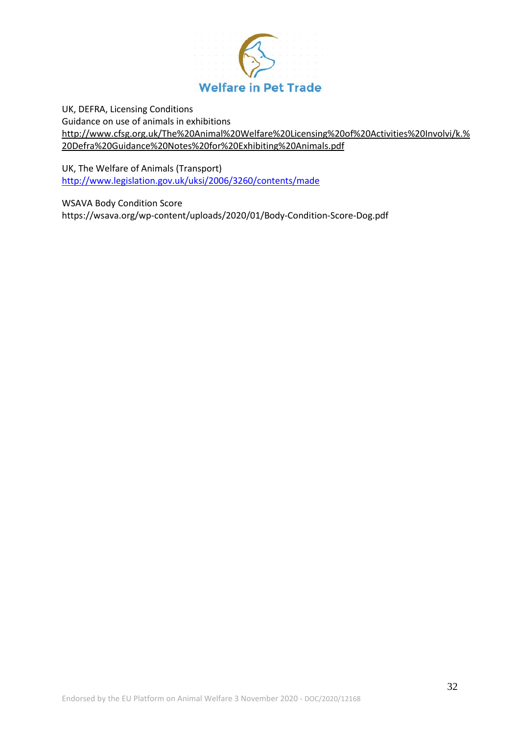UK, DEFRA, Licensing Conditions
Guidance on use of animals in exhibitions
http://www.cfsg.org.uk/The%20Animal%20Welfare%20Licensing%20of%20Activities%20Involvi/k.%20Defra%20Guidance%20Notes%20for%20Exhibiting%20Animals.pdf

UK, The Welfare of Animals (Transport)
http://www.legislation.gov.uk/uksi/2006/3260/contents/made

WSAVA Body Condition Score
https://wsava.org/wp-content/uploads/2020/01/Body-Condition-Score-Dog.pdf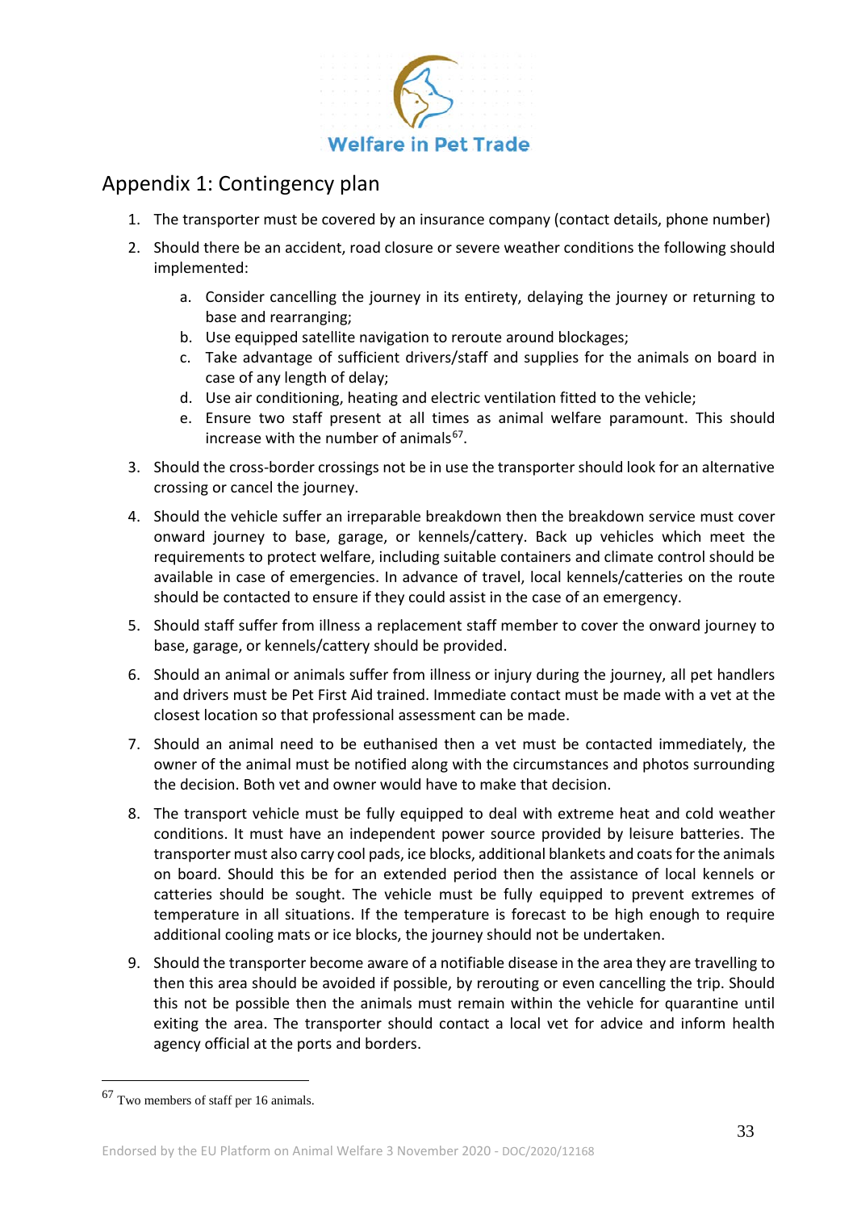## Appendix 1: Contingency plan

1. The transporter must be covered by an insurance company (contact details, phone number)
2. Should there be an accident, road closure or severe weather conditions the following should implemented:
    a. Consider cancelling the journey in its entirety, delaying the journey or returning to base and rearranging;
    b. Use equipped satellite navigation to reroute around blockages;
    c. Take advantage of sufficient drivers/staff and supplies for the animals on board in case of any length of delay;
    d. Use air conditioning, heating and electric ventilation fitted to the vehicle;
    e. Ensure two staff present at all times as animal welfare paramount. This should increase with the number of animals[67].
3. Should the cross-border crossings not be in use the transporter should look for an alternative crossing or cancel the journey.
4. Should the vehicle suffer an irreparable breakdown then the breakdown service must cover onward journey to base, garage, or kennels/cattery. Back up vehicles which meet the requirements to protect welfare, including suitable containers and climate control should be available in case of emergencies. In advance of travel, local kennels/catteries on the route should be contacted to ensure if they could assist in the case of an emergency.
5. Should staff suffer from illness a replacement staff member to cover the onward journey to base, garage, or kennels/cattery should be provided.
6. Should an animal or animals suffer from illness or injury during the journey, all pet handlers and drivers must be Pet First Aid trained. Immediate contact must be made with a vet at the closest location so that professional assessment can be made.
7. Should an animal need to be euthanised then a vet must be contacted immediately, the owner of the animal must be notified along with the circumstances and photos surrounding the decision. Both vet and owner would have to make that decision.
8. The transport vehicle must be fully equipped to deal with extreme heat and cold weather conditions. It must have an independent power source provided by leisure batteries. The transporter must also carry cool pads, ice blocks, additional blankets and coats for the animals on board. Should this be for an extended period then the assistance of local kennels or catteries should be sought. The vehicle must be fully equipped to prevent extremes of temperature in all situations. If the temperature is forecast to be high enough to require additional cooling mats or ice blocks, the journey should not be undertaken.
9. Should the transporter become aware of a notifiable disease in the area they are travelling to then this area should be avoided if possible, by rerouting or even cancelling the trip. Should this not be possible then the animals must remain within the vehicle for quarantine until exiting the area. The transporter should contact a local vet for advice and inform health agency official at the ports and borders.

---

[67] Two members of staff per 16 animals.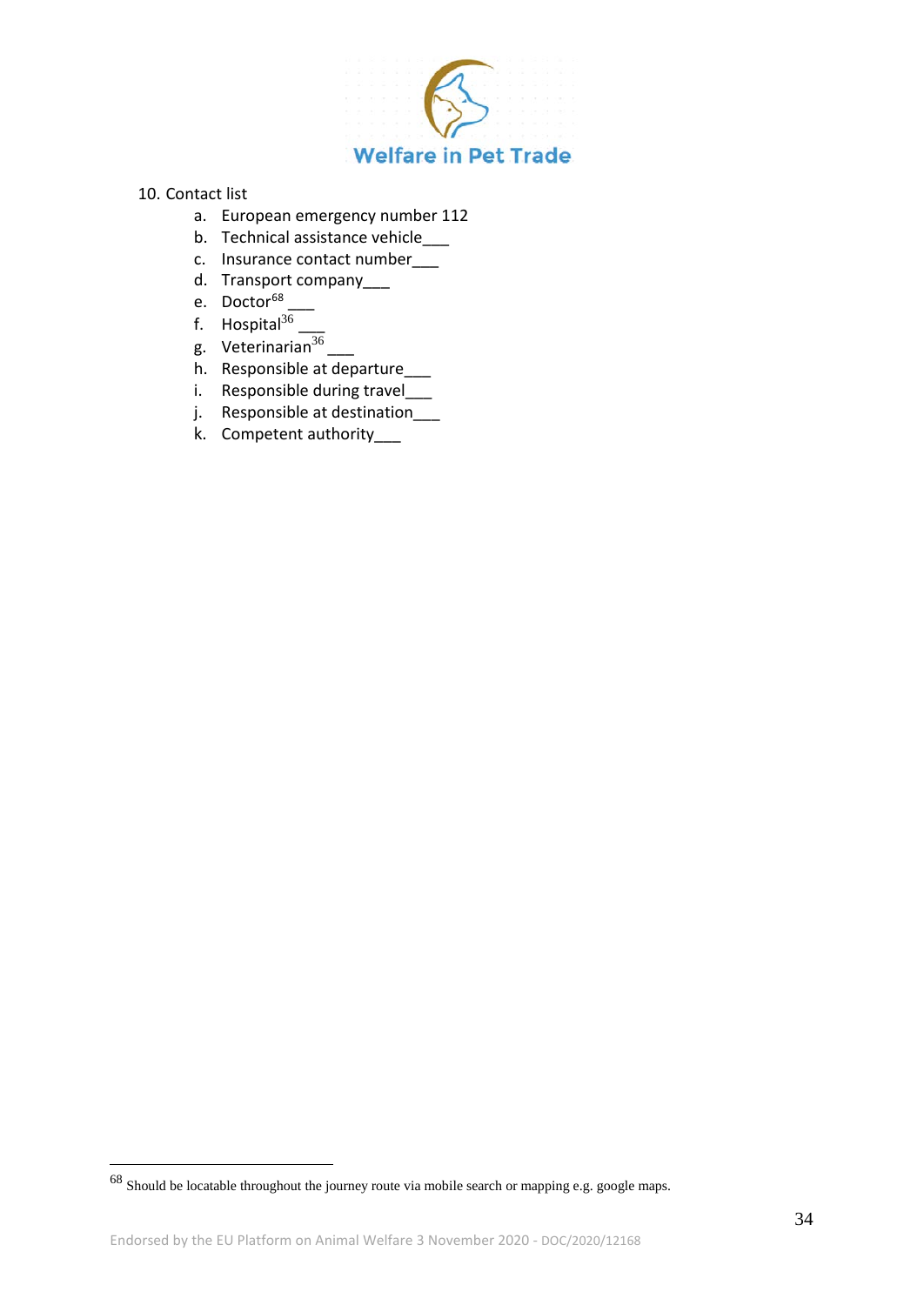10. Contact list
    a. European emergency number 112
    b. Technical assistance vehicle___
    c. Insurance contact number___
    d. Transport company___
    e. Doctor[68] ___
    f. Hospital[36] ___
    g. Veterinarian[36] ___
    h. Responsible at departure___
    i. Responsible during travel___
    j. Responsible at destination___
    k. Competent authority___

[68] Should be locatable throughout the journey route via mobile search or mapping e.g. google maps.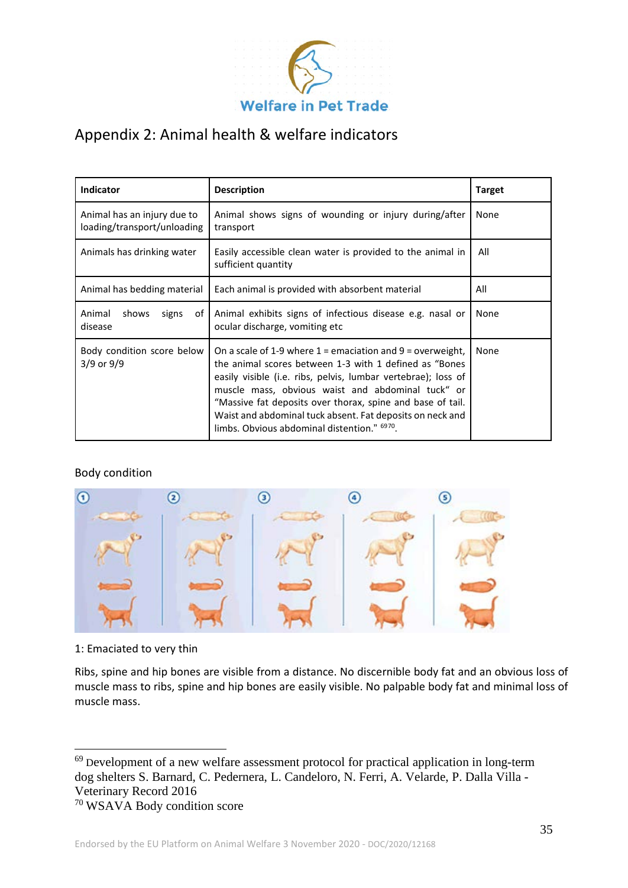# Appendix 2: Animal health & welfare indicators

| Indicator | Description | Target |
|---|---|---|
| Animal has an injury due to loading/transport/unloading | Animal shows signs of wounding or injury during/after transport | None |
| Animals has drinking water | Easily accessible clean water is provided to the animal in sufficient quantity | All |
| Animal has bedding material | Each animal is provided with absorbent material | All |
| Animal shows signs of disease | Animal exhibits signs of infectious disease e.g. nasal or ocular discharge, vomiting etc | None |
| Body condition score below 3/9 or 9/9 | On a scale of 1-9 where 1 = emaciation and 9 = overweight, the animal scores between 1-3 with 1 defined as "Bones easily visible (i.e. ribs, pelvis, lumbar vertebrae); loss of muscle mass, obvious waist and abdominal tuck" or "Massive fat deposits over thorax, spine and base of tail. Waist and abdominal tuck absent. Fat deposits on neck and limbs. Obvious abdominal distention." [69][70]. | None |

Body condition

1: Emaciated to very thin

Ribs, spine and hip bones are visible from a distance. No discernible body fat and an obvious loss of muscle mass to ribs, spine and hip bones are easily visible. No palpable body fat and minimal loss of muscle mass.

---

[69] Development of a new welfare assessment protocol for practical application in long-term dog shelters S. Barnard, C. Pedernera, L. Candeloro, N. Ferri, A. Velarde, P. Dalla Villa - Veterinary Record 2016

[70] WSAVA Body condition score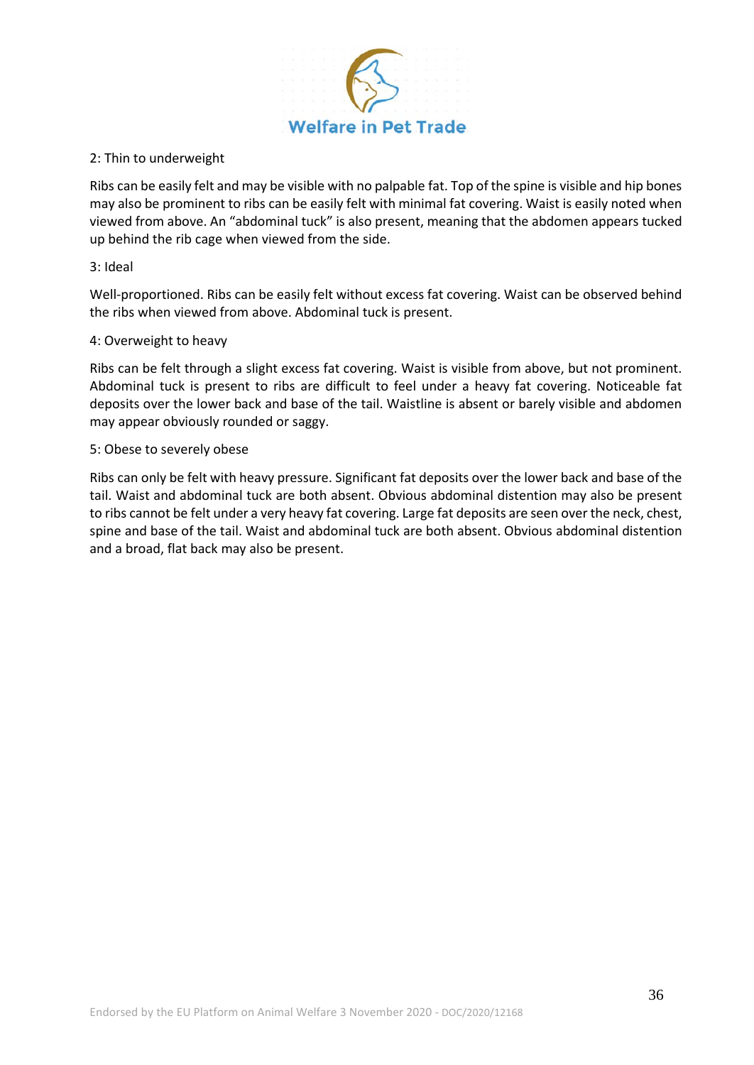2: Thin to underweight

Ribs can be easily felt and may be visible with no palpable fat. Top of the spine is visible and hip bones may also be prominent to ribs can be easily felt with minimal fat covering. Waist is easily noted when viewed from above. An “abdominal tuck” is also present, meaning that the abdomen appears tucked up behind the rib cage when viewed from the side.

3: Ideal

Well-proportioned. Ribs can be easily felt without excess fat covering. Waist can be observed behind the ribs when viewed from above. Abdominal tuck is present.

4: Overweight to heavy

Ribs can be felt through a slight excess fat covering. Waist is visible from above, but not prominent. Abdominal tuck is present to ribs are difficult to feel under a heavy fat covering. Noticeable fat deposits over the lower back and base of the tail. Waistline is absent or barely visible and abdomen may appear obviously rounded or saggy.

5: Obese to severely obese

Ribs can only be felt with heavy pressure. Significant fat deposits over the lower back and base of the tail. Waist and abdominal tuck are both absent. Obvious abdominal distention may also be present to ribs cannot be felt under a very heavy fat covering. Large fat deposits are seen over the neck, chest, spine and base of the tail. Waist and abdominal tuck are both absent. Obvious abdominal distention and a broad, flat back may also be present.